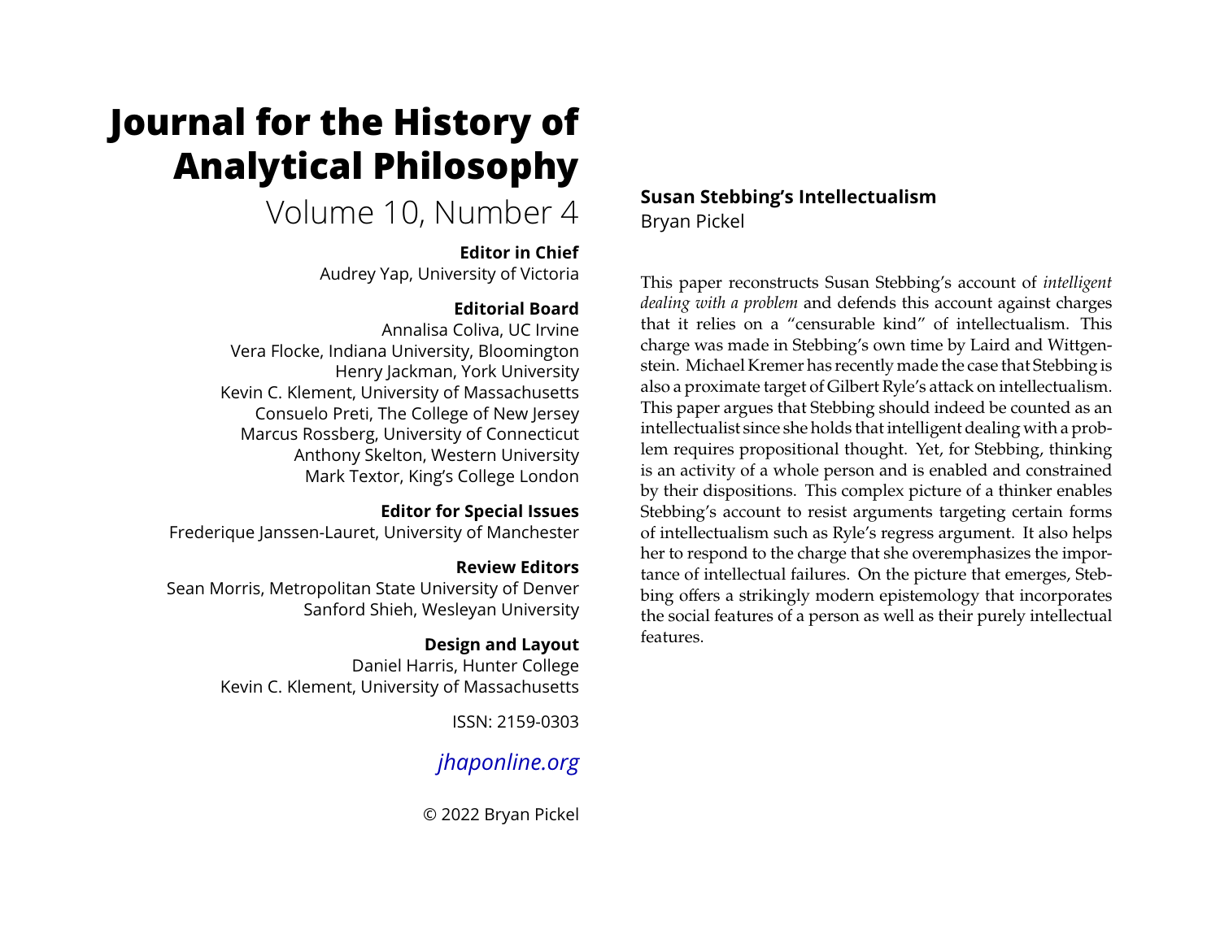# Journal for the History of Analytical Philosophy

Volume 10, Number 4

**Editor in Chief**
Audrey Yap, University of Victoria

**Editorial Board**
Annalisa Coliva, UC Irvine
Vera Flocke, Indiana University, Bloomington
Henry Jackman, York University
Kevin C. Klement, University of Massachusetts
Consuelo Preti, The College of New Jersey
Marcus Rossberg, University of Connecticut
Anthony Skelton, Western University
Mark Textor, King's College London

**Editor for Special Issues**
Frederique Janssen-Lauret, University of Manchester

**Review Editors**
Sean Morris, Metropolitan State University of Denver
Sanford Shieh, Wesleyan University

**Design and Layout**
Daniel Harris, Hunter College
Kevin C. Klement, University of Massachusetts

ISSN: 2159-0303

*jhaponline.org*

© 2022 Bryan Pickel

## Susan Stebbing's Intellectualism

Bryan Pickel

This paper reconstructs Susan Stebbing's account of *intelligent dealing with a problem* and defends this account against charges that it relies on a "censurable kind" of intellectualism. This charge was made in Stebbing's own time by Laird and Wittgenstein. Michael Kremer has recently made the case that Stebbing is also a proximate target of Gilbert Ryle's attack on intellectualism. This paper argues that Stebbing should indeed be counted as an intellectualist since she holds that intelligent dealing with a problem requires propositional thought. Yet, for Stebbing, thinking is an activity of a whole person and is enabled and constrained by their dispositions. This complex picture of a thinker enables Stebbing's account to resist arguments targeting certain forms of intellectualism such as Ryle's regress argument. It also helps her to respond to the charge that she overemphasizes the importance of intellectual failures. On the picture that emerges, Stebbing offers a strikingly modern epistemology that incorporates the social features of a person as well as their purely intellectual features.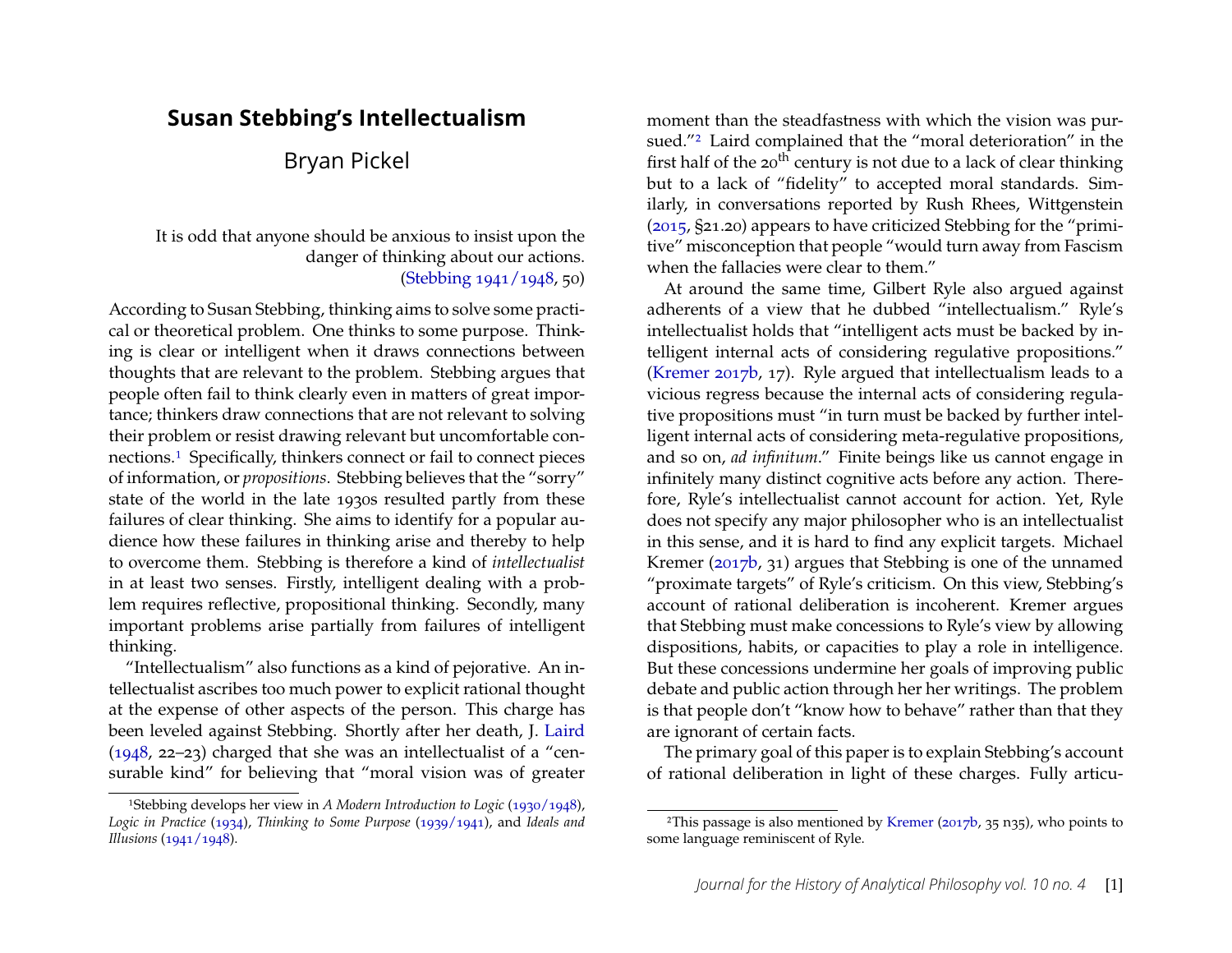# Susan Stebbing's Intellectualism

Bryan Pickel

> It is odd that anyone should be anxious to insist upon the danger of thinking about our actions.
> (Stebbing 1941/1948, 50)

According to Susan Stebbing, thinking aims to solve some practical or theoretical problem. One thinks to some purpose. Thinking is clear or intelligent when it draws connections between thoughts that are relevant to the problem. Stebbing argues that people often fail to think clearly even in matters of great importance; thinkers draw connections that are not relevant to solving their problem or resist drawing relevant but uncomfortable connections.[1] Specifically, thinkers connect or fail to connect pieces of information, or *propositions*. Stebbing believes that the "sorry" state of the world in the late 1930s resulted partly from these failures of clear thinking. She aims to identify for a popular audience how these failures in thinking arise and thereby to help to overcome them. Stebbing is therefore a kind of *intellectualist* in at least two senses. Firstly, intelligent dealing with a problem requires reflective, propositional thinking. Secondly, many important problems arise partially from failures of intelligent thinking.

"Intellectualism" also functions as a kind of pejorative. An intellectualist ascribes too much power to explicit rational thought at the expense of other aspects of the person. This charge has been leveled against Stebbing. Shortly after her death, J. Laird (1948, 22–23) charged that she was an intellectualist of a "censurable kind" for believing that "moral vision was of greater moment than the steadfastness with which the vision was pursued."[2] Laird complained that the "moral deterioration" in the first half of the 20th century is not due to a lack of clear thinking but to a lack of "fidelity" to accepted moral standards. Similarly, in conversations reported by Rush Rhees, Wittgenstein (2015, §21.20) appears to have criticized Stebbing for the "primitive" misconception that people "would turn away from Fascism when the fallacies were clear to them."

At around the same time, Gilbert Ryle also argued against adherents of a view that he dubbed "intellectualism." Ryle's intellectualist holds that "intelligent acts must be backed by intelligent internal acts of considering regulative propositions." (Kremer 2017b, 17). Ryle argued that intellectualism leads to a vicious regress because the internal acts of considering regulative propositions must "in turn must be backed by further intelligent internal acts of considering meta-regulative propositions, and so on, *ad infinitum*." Finite beings like us cannot engage in infinitely many distinct cognitive acts before any action. Therefore, Ryle's intellectualist cannot account for action. Yet, Ryle does not specify any major philosopher who is an intellectualist in this sense, and it is hard to find any explicit targets. Michael Kremer (2017b, 31) argues that Stebbing is one of the unnamed "proximate targets" of Ryle's criticism. On this view, Stebbing's account of rational deliberation is incoherent. Kremer argues that Stebbing must make concessions to Ryle's view by allowing dispositions, habits, or capacities to play a role in intelligence. But these concessions undermine her goals of improving public debate and public action through her her writings. The problem is that people don't "know how to behave" rather than that they are ignorant of certain facts.

The primary goal of this paper is to explain Stebbing's account of rational deliberation in light of these charges. Fully articu-

[1] Stebbing develops her view in *A Modern Introduction to Logic* (1930/1948), *Logic in Practice* (1934), *Thinking to Some Purpose* (1939/1941), and *Ideals and Illusions* (1941/1948).

[2] This passage is also mentioned by Kremer (2017b, 35 n35), who points to some language reminiscent of Ryle.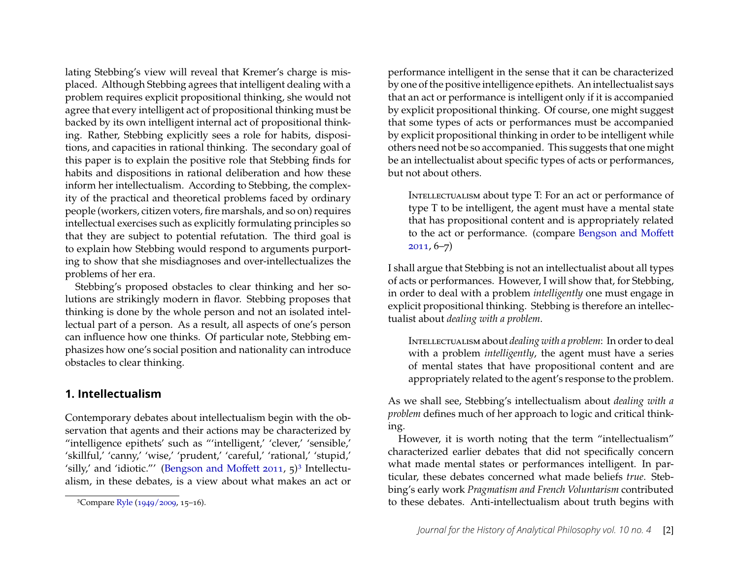lating Stebbing's view will reveal that Kremer's charge is misplaced. Although Stebbing agrees that intelligent dealing with a problem requires explicit propositional thinking, she would not agree that every intelligent act of propositional thinking must be backed by its own intelligent internal act of propositional thinking. Rather, Stebbing explicitly sees a role for habits, dispositions, and capacities in rational thinking. The secondary goal of this paper is to explain the positive role that Stebbing finds for habits and dispositions in rational deliberation and how these inform her intellectualism. According to Stebbing, the complexity of the practical and theoretical problems faced by ordinary people (workers, citizen voters, fire marshals, and so on) requires intellectual exercises such as explicitly formulating principles so that they are subject to potential refutation. The third goal is to explain how Stebbing would respond to arguments purporting to show that she misdiagnoses and over-intellectualizes the problems of her era.

Stebbing's proposed obstacles to clear thinking and her solutions are strikingly modern in flavor. Stebbing proposes that thinking is done by the whole person and not an isolated intellectual part of a person. As a result, all aspects of one's person can influence how one thinks. Of particular note, Stebbing emphasizes how one's social position and nationality can introduce obstacles to clear thinking.

## 1. Intellectualism

Contemporary debates about intellectualism begin with the observation that agents and their actions may be characterized by "intelligence epithets' such as "'intelligent,' 'clever,' 'sensible,' 'skillful,' 'canny,' 'wise,' 'prudent,' 'careful,' 'rational,' 'stupid,' 'silly,' and 'idiotic."' (Bengson and Moffett 2011, 5)[3] Intellectualism, in these debates, is a view about what makes an act or performance intelligent in the sense that it can be characterized by one of the positive intelligence epithets. An intellectualist says that an act or performance is intelligent only if it is accompanied by explicit propositional thinking. Of course, one might suggest that some types of acts or performances must be accompanied by explicit propositional thinking in order to be intelligent while others need not be so accompanied. This suggests that one might be an intellectualist about specific types of acts or performances, but not about others.

> Intellectualism about type T: For an act or performance of type T to be intelligent, the agent must have a mental state that has propositional content and is appropriately related to the act or performance. (compare Bengson and Moffett 2011, 6–7)

I shall argue that Stebbing is not an intellectualist about all types of acts or performances. However, I will show that, for Stebbing, in order to deal with a problem *intelligently* one must engage in explicit propositional thinking. Stebbing is therefore an intellectualist about *dealing with a problem*.

> Intellectualism about *dealing with a problem*: In order to deal with a problem *intelligently*, the agent must have a series of mental states that have propositional content and are appropriately related to the agent's response to the problem.

As we shall see, Stebbing's intellectualism about *dealing with a problem* defines much of her approach to logic and critical thinking.

However, it is worth noting that the term "intellectualism" characterized earlier debates that did not specifically concern what made mental states or performances intelligent. In particular, these debates concerned what made beliefs *true*. Stebbing's early work *Pragmatism and French Voluntarism* contributed to these debates. Anti-intellectualism about truth begins with

[3] Compare Ryle (1949/2009, 15–16).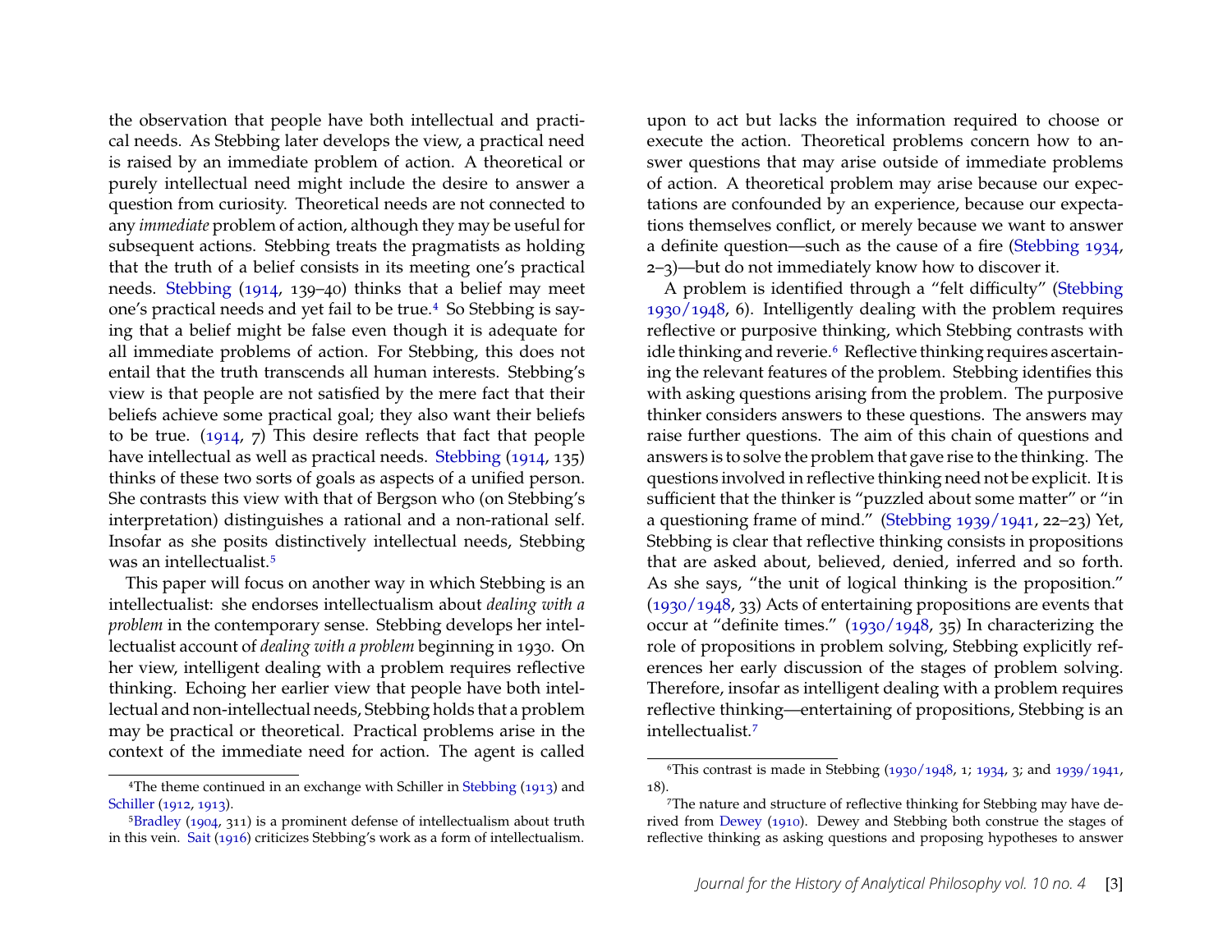the observation that people have both intellectual and practical needs. As Stebbing later develops the view, a practical need is raised by an immediate problem of action. A theoretical or purely intellectual need might include the desire to answer a question from curiosity. Theoretical needs are not connected to any *immediate* problem of action, although they may be useful for subsequent actions. Stebbing treats the pragmatists as holding that the truth of a belief consists in its meeting one's practical needs. Stebbing (1914, 139–40) thinks that a belief may meet one's practical needs and yet fail to be true.[4] So Stebbing is saying that a belief might be false even though it is adequate for all immediate problems of action. For Stebbing, this does not entail that the truth transcends all human interests. Stebbing's view is that people are not satisfied by the mere fact that their beliefs achieve some practical goal; they also want their beliefs to be true. (1914, 7) This desire reflects that fact that people have intellectual as well as practical needs. Stebbing (1914, 135) thinks of these two sorts of goals as aspects of a unified person. She contrasts this view with that of Bergson who (on Stebbing's interpretation) distinguishes a rational and a non-rational self. Insofar as she posits distinctively intellectual needs, Stebbing was an intellectualist.[5]

This paper will focus on another way in which Stebbing is an intellectualist: she endorses intellectualism about *dealing with a problem* in the contemporary sense. Stebbing develops her intellectualist account of *dealing with a problem* beginning in 1930. On her view, intelligent dealing with a problem requires reflective thinking. Echoing her earlier view that people have both intellectual and non-intellectual needs, Stebbing holds that a problem may be practical or theoretical. Practical problems arise in the context of the immediate need for action. The agent is called upon to act but lacks the information required to choose or execute the action. Theoretical problems concern how to answer questions that may arise outside of immediate problems of action. A theoretical problem may arise because our expectations are confounded by an experience, because our expectations themselves conflict, or merely because we want to answer a definite question—such as the cause of a fire (Stebbing 1934, 2–3)—but do not immediately know how to discover it.

A problem is identified through a "felt difficulty" (Stebbing 1930/1948, 6). Intelligently dealing with the problem requires reflective or purposive thinking, which Stebbing contrasts with idle thinking and reverie.[6] Reflective thinking requires ascertaining the relevant features of the problem. Stebbing identifies this with asking questions arising from the problem. The purposive thinker considers answers to these questions. The answers may raise further questions. The aim of this chain of questions and answers is to solve the problem that gave rise to the thinking. The questions involved in reflective thinking need not be explicit. It is sufficient that the thinker is "puzzled about some matter" or "in a questioning frame of mind." (Stebbing 1939/1941, 22–23) Yet, Stebbing is clear that reflective thinking consists in propositions that are asked about, believed, denied, inferred and so forth. As she says, "the unit of logical thinking is the proposition." (1930/1948, 33) Acts of entertaining propositions are events that occur at "definite times." (1930/1948, 35) In characterizing the role of propositions in problem solving, Stebbing explicitly references her early discussion of the stages of problem solving. Therefore, insofar as intelligent dealing with a problem requires reflective thinking—entertaining of propositions, Stebbing is an intellectualist.[7]

---

[4] The theme continued in an exchange with Schiller in Stebbing (1913) and Schiller (1912, 1913).

[5] Bradley (1904, 311) is a prominent defense of intellectualism about truth in this vein. Sait (1916) criticizes Stebbing's work as a form of intellectualism.

[6] This contrast is made in Stebbing (1930/1948, 1; 1934, 3; and 1939/1941, 18).

[7] The nature and structure of reflective thinking for Stebbing may have derived from Dewey (1910). Dewey and Stebbing both construe the stages of reflective thinking as asking questions and proposing hypotheses to answer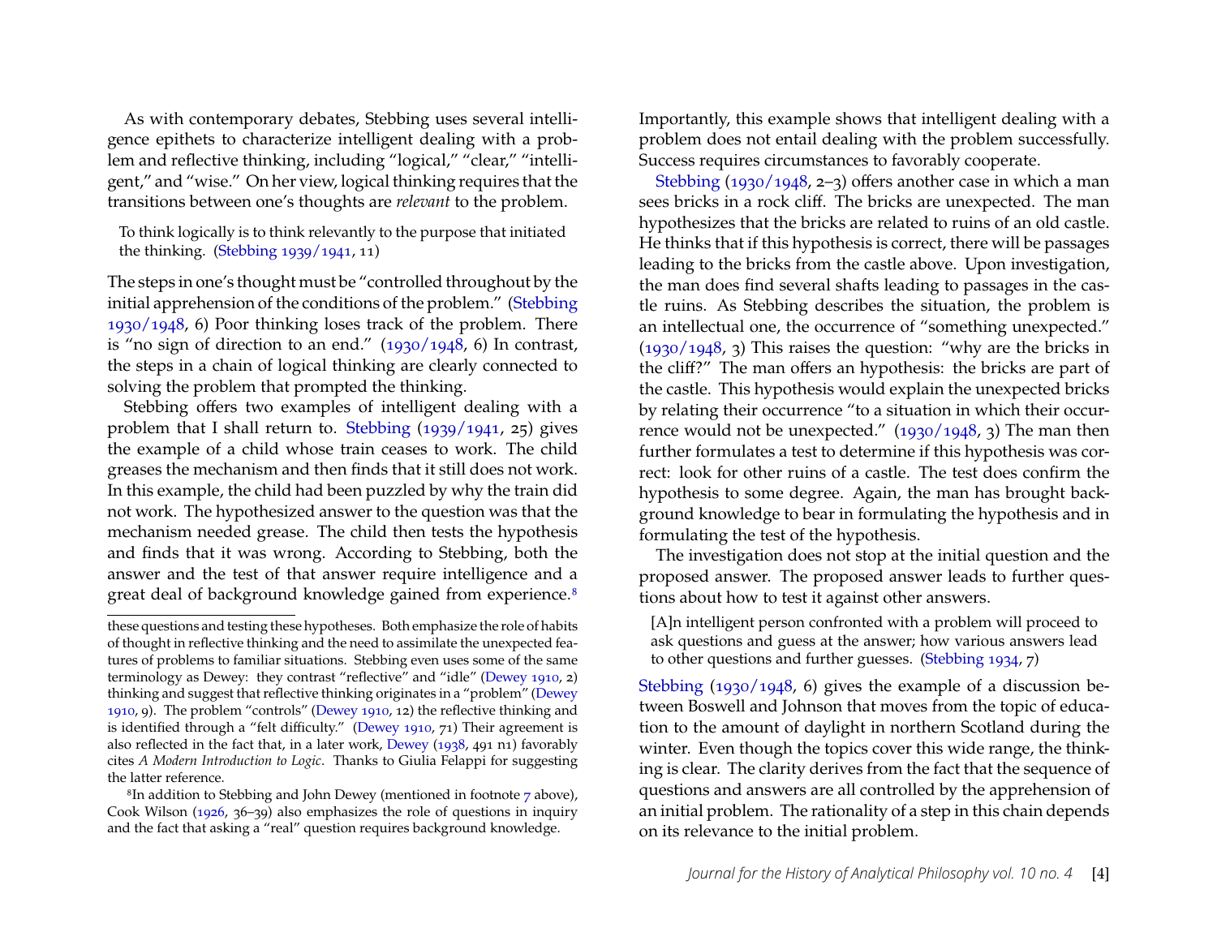As with contemporary debates, Stebbing uses several intelligence epithets to characterize intelligent dealing with a problem and reflective thinking, including "logical," "clear," "intelligent," and "wise." On her view, logical thinking requires that the transitions between one's thoughts are *relevant* to the problem.

> To think logically is to think relevantly to the purpose that initiated the thinking. (Stebbing 1939/1941, 11)

The steps in one's thought must be "controlled throughout by the initial apprehension of the conditions of the problem." (Stebbing 1930/1948, 6) Poor thinking loses track of the problem. There is "no sign of direction to an end." (1930/1948, 6) In contrast, the steps in a chain of logical thinking are clearly connected to solving the problem that prompted the thinking.

Stebbing offers two examples of intelligent dealing with a problem that I shall return to. Stebbing (1939/1941, 25) gives the example of a child whose train ceases to work. The child greases the mechanism and then finds that it still does not work. In this example, the child had been puzzled by why the train did not work. The hypothesized answer to the question was that the mechanism needed grease. The child then tests the hypothesis and finds that it was wrong. According to Stebbing, both the answer and the test of that answer require intelligence and a great deal of background knowledge gained from experience.[8]

Importantly, this example shows that intelligent dealing with a problem does not entail dealing with the problem successfully. Success requires circumstances to favorably cooperate.

Stebbing (1930/1948, 2–3) offers another case in which a man sees bricks in a rock cliff. The bricks are unexpected. The man hypothesizes that the bricks are related to ruins of an old castle. He thinks that if this hypothesis is correct, there will be passages leading to the bricks from the castle above. Upon investigation, the man does find several shafts leading to passages in the castle ruins. As Stebbing describes the situation, the problem is an intellectual one, the occurrence of "something unexpected." (1930/1948, 3) This raises the question: "why are the bricks in the cliff?" The man offers an hypothesis: the bricks are part of the castle. This hypothesis would explain the unexpected bricks by relating their occurrence "to a situation in which their occurrence would not be unexpected." (1930/1948, 3) The man then further formulates a test to determine if this hypothesis was correct: look for other ruins of a castle. The test does confirm the hypothesis to some degree. Again, the man has brought background knowledge to bear in formulating the hypothesis and in formulating the test of the hypothesis.

The investigation does not stop at the initial question and the proposed answer. The proposed answer leads to further questions about how to test it against other answers.

> [A]n intelligent person confronted with a problem will proceed to ask questions and guess at the answer; how various answers lead to other questions and further guesses. (Stebbing 1934, 7)

Stebbing (1930/1948, 6) gives the example of a discussion between Boswell and Johnson that moves from the topic of education to the amount of daylight in northern Scotland during the winter. Even though the topics cover this wide range, the thinking is clear. The clarity derives from the fact that the sequence of questions and answers are all controlled by the apprehension of an initial problem. The rationality of a step in this chain depends on its relevance to the initial problem.

---

these questions and testing these hypotheses. Both emphasize the role of habits of thought in reflective thinking and the need to assimilate the unexpected features of problems to familiar situations. Stebbing even uses some of the same terminology as Dewey: they contrast "reflective" and "idle" (Dewey 1910, 2) thinking and suggest that reflective thinking originates in a "problem" (Dewey 1910, 9). The problem "controls" (Dewey 1910, 12) the reflective thinking and is identified through a "felt difficulty." (Dewey 1910, 71) Their agreement is also reflected in the fact that, in a later work, Dewey (1938, 491 n1) favorably cites *A Modern Introduction to Logic*. Thanks to Giulia Felappi for suggesting the latter reference.

[8] In addition to Stebbing and John Dewey (mentioned in footnote 7 above), Cook Wilson (1926, 36–39) also emphasizes the role of questions in inquiry and the fact that asking a "real" question requires background knowledge.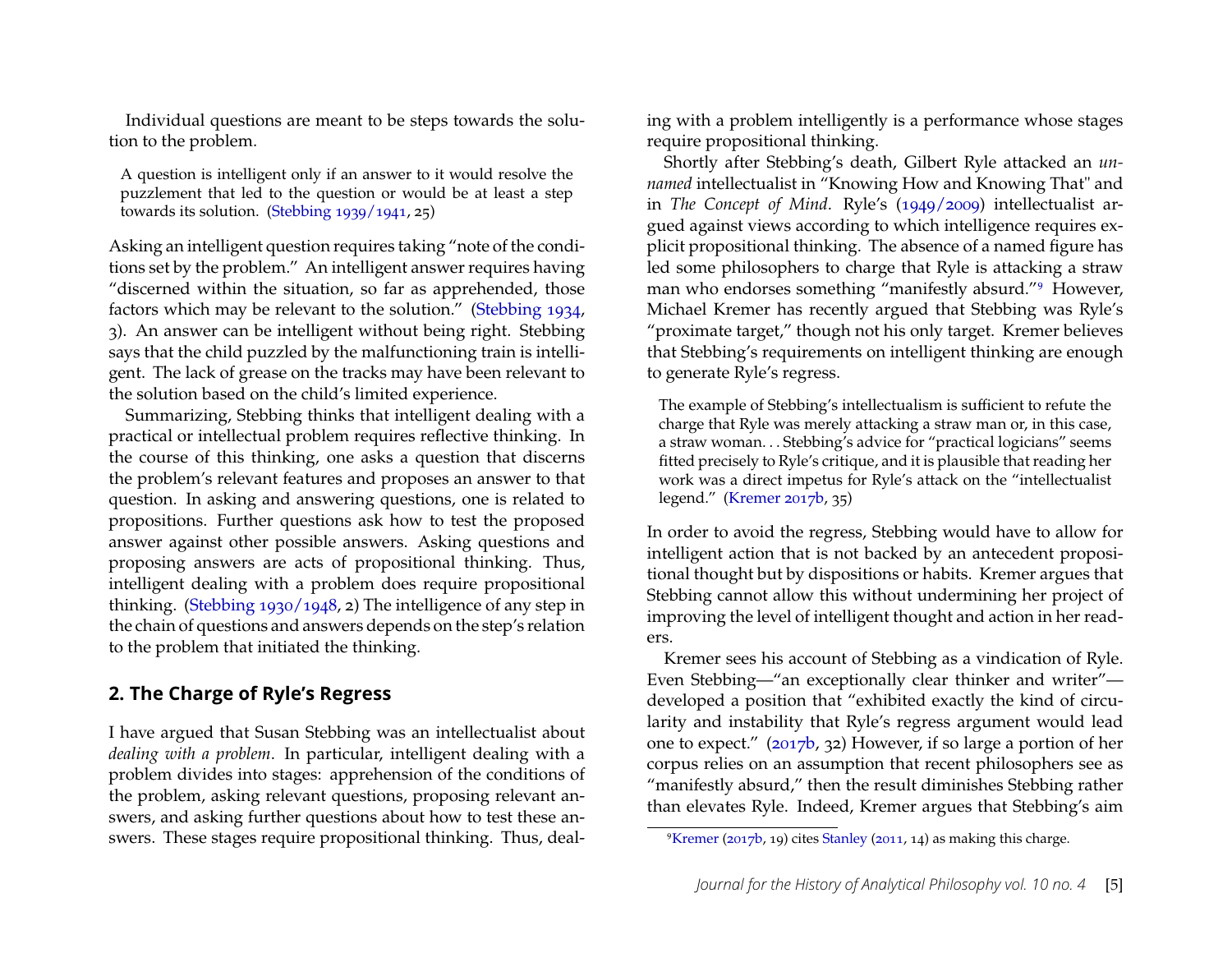Individual questions are meant to be steps towards the solution to the problem.

> A question is intelligent only if an answer to it would resolve the puzzlement that led to the question or would be at least a step towards its solution. (Stebbing 1939/1941, 25)

Asking an intelligent question requires taking "note of the conditions set by the problem." An intelligent answer requires having "discerned within the situation, so far as apprehended, those factors which may be relevant to the solution." (Stebbing 1934, 3). An answer can be intelligent without being right. Stebbing says that the child puzzled by the malfunctioning train is intelligent. The lack of grease on the tracks may have been relevant to the solution based on the child's limited experience.

Summarizing, Stebbing thinks that intelligent dealing with a practical or intellectual problem requires reflective thinking. In the course of this thinking, one asks a question that discerns the problem's relevant features and proposes an answer to that question. In asking and answering questions, one is related to propositions. Further questions ask how to test the proposed answer against other possible answers. Asking questions and proposing answers are acts of propositional thinking. Thus, intelligent dealing with a problem does require propositional thinking. (Stebbing 1930/1948, 2) The intelligence of any step in the chain of questions and answers depends on the step's relation to the problem that initiated the thinking.

## 2. The Charge of Ryle's Regress

I have argued that Susan Stebbing was an intellectualist about *dealing with a problem*. In particular, intelligent dealing with a problem divides into stages: apprehension of the conditions of the problem, asking relevant questions, proposing relevant answers, and asking further questions about how to test these answers. These stages require propositional thinking. Thus, dealing with a problem intelligently is a performance whose stages require propositional thinking.

Shortly after Stebbing's death, Gilbert Ryle attacked an *unnamed* intellectualist in "Knowing How and Knowing That" and in *The Concept of Mind*. Ryle's (1949/2009) intellectualist argued against views according to which intelligence requires explicit propositional thinking. The absence of a named figure has led some philosophers to charge that Ryle is attacking a straw man who endorses something "manifestly absurd."[9] However, Michael Kremer has recently argued that Stebbing was Ryle's "proximate target," though not his only target. Kremer believes that Stebbing's requirements on intelligent thinking are enough to generate Ryle's regress.

> The example of Stebbing's intellectualism is sufficient to refute the charge that Ryle was merely attacking a straw man or, in this case, a straw woman. . . Stebbing's advice for "practical logicians" seems fitted precisely to Ryle's critique, and it is plausible that reading her work was a direct impetus for Ryle's attack on the "intellectualist legend." (Kremer 2017b, 35)

In order to avoid the regress, Stebbing would have to allow for intelligent action that is not backed by an antecedent propositional thought but by dispositions or habits. Kremer argues that Stebbing cannot allow this without undermining her project of improving the level of intelligent thought and action in her readers.

Kremer sees his account of Stebbing as a vindication of Ryle. Even Stebbing—"an exceptionally clear thinker and writer"—developed a position that "exhibited exactly the kind of circularity and instability that Ryle's regress argument would lead one to expect." (2017b, 32) However, if so large a portion of her corpus relies on an assumption that recent philosophers see as "manifestly absurd," then the result diminishes Stebbing rather than elevates Ryle. Indeed, Kremer argues that Stebbing's aim

[9] Kremer (2017b, 19) cites Stanley (2011, 14) as making this charge.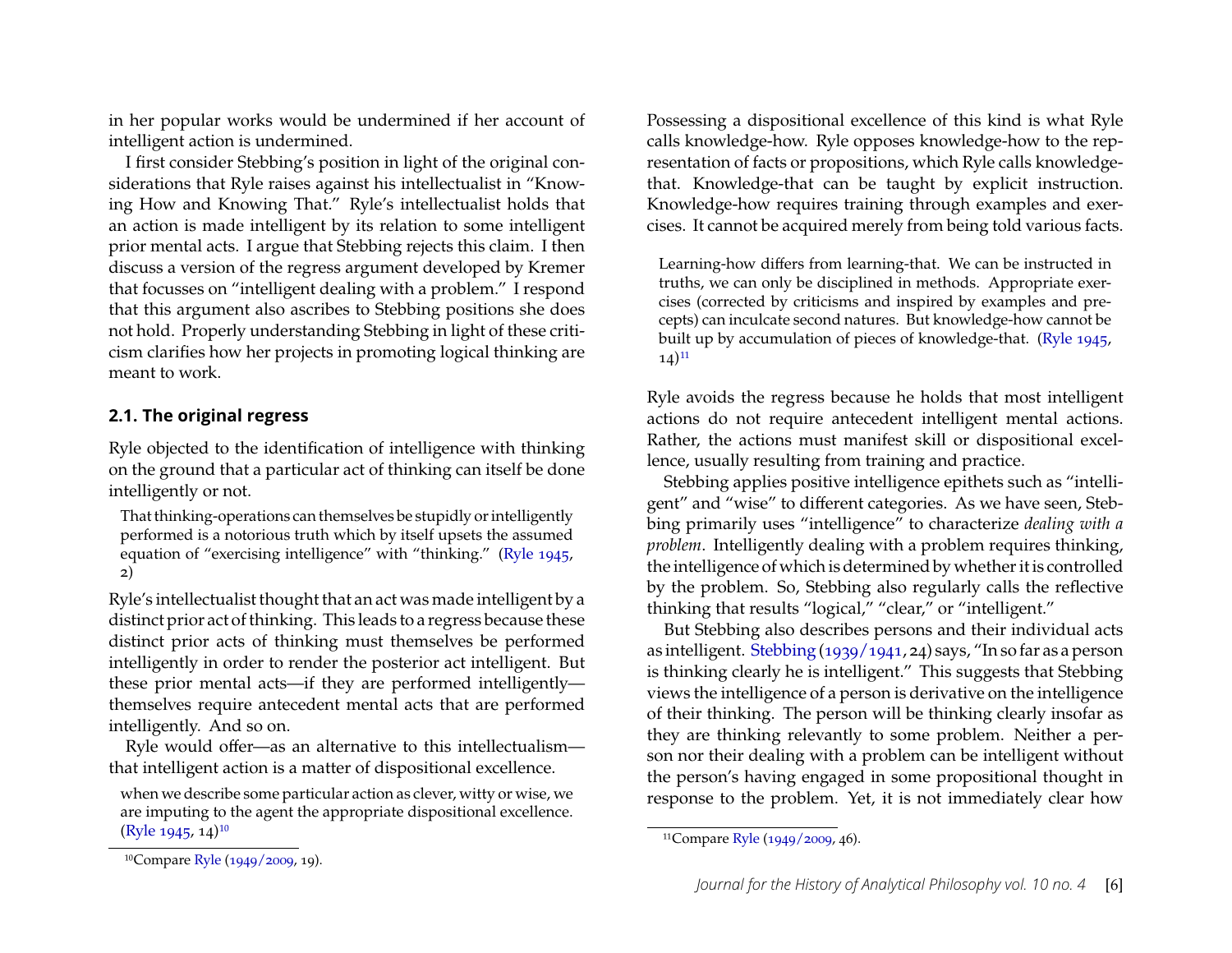in her popular works would be undermined if her account of intelligent action is undermined.

I first consider Stebbing's position in light of the original considerations that Ryle raises against his intellectualist in "Knowing How and Knowing That." Ryle's intellectualist holds that an action is made intelligent by its relation to some intelligent prior mental acts. I argue that Stebbing rejects this claim. I then discuss a version of the regress argument developed by Kremer that focusses on "intelligent dealing with a problem." I respond that this argument also ascribes to Stebbing positions she does not hold. Properly understanding Stebbing in light of these criticism clarifies how her projects in promoting logical thinking are meant to work.

### 2.1. The original regress

Ryle objected to the identification of intelligence with thinking on the ground that a particular act of thinking can itself be done intelligently or not.

> That thinking-operations can themselves be stupidly or intelligently performed is a notorious truth which by itself upsets the assumed equation of "exercising intelligence" with "thinking." (Ryle 1945, 2)

Ryle's intellectualist thought that an act was made intelligent by a distinct prior act of thinking. This leads to a regress because these distinct prior acts of thinking must themselves be performed intelligently in order to render the posterior act intelligent. But these prior mental acts—if they are performed intelligently—themselves require antecedent mental acts that are performed intelligently. And so on.

Ryle would offer—as an alternative to this intellectualism—that intelligent action is a matter of dispositional excellence.

> when we describe some particular action as clever, witty or wise, we are imputing to the agent the appropriate dispositional excellence. (Ryle 1945, 14)[10]

Possessing a dispositional excellence of this kind is what Ryle calls knowledge-how. Ryle opposes knowledge-how to the representation of facts or propositions, which Ryle calls knowledge-that. Knowledge-that can be taught by explicit instruction. Knowledge-how requires training through examples and exercises. It cannot be acquired merely from being told various facts.

> Learning-how differs from learning-that. We can be instructed in truths, we can only be disciplined in methods. Appropriate exercises (corrected by criticisms and inspired by examples and precepts) can inculcate second natures. But knowledge-how cannot be built up by accumulation of pieces of knowledge-that. (Ryle 1945, 14)[11]

Ryle avoids the regress because he holds that most intelligent actions do not require antecedent intelligent mental actions. Rather, the actions must manifest skill or dispositional excellence, usually resulting from training and practice.

Stebbing applies positive intelligence epithets such as "intelligent" and "wise" to different categories. As we have seen, Stebbing primarily uses "intelligence" to characterize *dealing with a problem*. Intelligently dealing with a problem requires thinking, the intelligence of which is determined by whether it is controlled by the problem. So, Stebbing also regularly calls the reflective thinking that results "logical," "clear," or "intelligent."

But Stebbing also describes persons and their individual acts as intelligent. Stebbing (1939/1941, 24) says, "In so far as a person is thinking clearly he is intelligent." This suggests that Stebbing views the intelligence of a person is derivative on the intelligence of their thinking. The person will be thinking clearly insofar as they are thinking relevantly to some problem. Neither a person nor their dealing with a problem can be intelligent without the person's having engaged in some propositional thought in response to the problem. Yet, it is not immediately clear how

[10] Compare Ryle (1949/2009, 19).

[11] Compare Ryle (1949/2009, 46).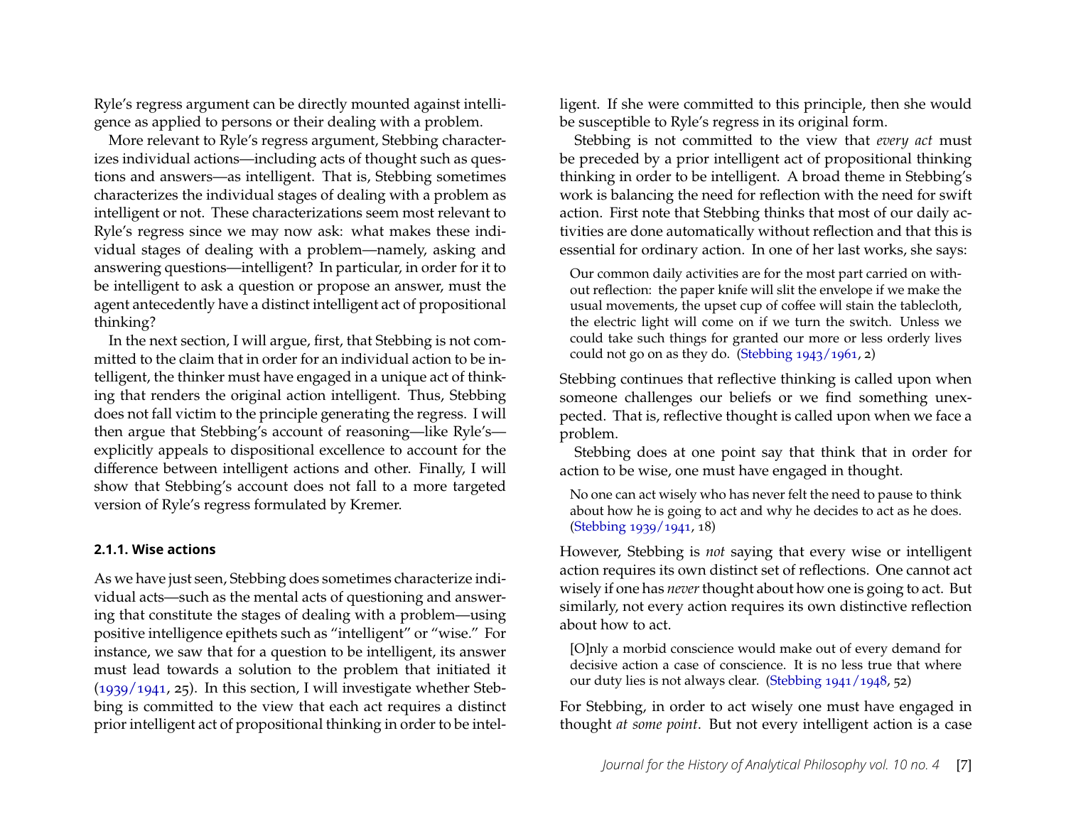Ryle's regress argument can be directly mounted against intelligence as applied to persons or their dealing with a problem.

More relevant to Ryle's regress argument, Stebbing characterizes individual actions—including acts of thought such as questions and answers—as intelligent. That is, Stebbing sometimes characterizes the individual stages of dealing with a problem as intelligent or not. These characterizations seem most relevant to Ryle's regress since we may now ask: what makes these individual stages of dealing with a problem—namely, asking and answering questions—intelligent? In particular, in order for it to be intelligent to ask a question or propose an answer, must the agent antecedently have a distinct intelligent act of propositional thinking?

In the next section, I will argue, first, that Stebbing is not committed to the claim that in order for an individual action to be intelligent, the thinker must have engaged in a unique act of thinking that renders the original action intelligent. Thus, Stebbing does not fall victim to the principle generating the regress. I will then argue that Stebbing's account of reasoning—like Ryle's—explicitly appeals to dispositional excellence to account for the difference between intelligent actions and other. Finally, I will show that Stebbing's account does not fall to a more targeted version of Ryle's regress formulated by Kremer.

### 2.1.1. Wise actions

As we have just seen, Stebbing does sometimes characterize individual acts—such as the mental acts of questioning and answering that constitute the stages of dealing with a problem—using positive intelligence epithets such as "intelligent" or "wise." For instance, we saw that for a question to be intelligent, its answer must lead towards a solution to the problem that initiated it (1939/1941, 25). In this section, I will investigate whether Stebbing is committed to the view that each act requires a distinct prior intelligent act of propositional thinking in order to be intelligent. If she were committed to this principle, then she would be susceptible to Ryle's regress in its original form.

Stebbing is not committed to the view that *every act* must be preceded by a prior intelligent act of propositional thinking thinking in order to be intelligent. A broad theme in Stebbing's work is balancing the need for reflection with the need for swift action. First note that Stebbing thinks that most of our daily activities are done automatically without reflection and that this is essential for ordinary action. In one of her last works, she says:

> Our common daily activities are for the most part carried on without reflection: the paper knife will slit the envelope if we make the usual movements, the upset cup of coffee will stain the tablecloth, the electric light will come on if we turn the switch. Unless we could take such things for granted our more or less orderly lives could not go on as they do. (Stebbing 1943/1961, 2)

Stebbing continues that reflective thinking is called upon when someone challenges our beliefs or we find something unexpected. That is, reflective thought is called upon when we face a problem.

Stebbing does at one point say that think that in order for action to be wise, one must have engaged in thought.

> No one can act wisely who has never felt the need to pause to think about how he is going to act and why he decides to act as he does. (Stebbing 1939/1941, 18)

However, Stebbing is *not* saying that every wise or intelligent action requires its own distinct set of reflections. One cannot act wisely if one has *never* thought about how one is going to act. But similarly, not every action requires its own distinctive reflection about how to act.

> [O]nly a morbid conscience would make out of every demand for decisive action a case of conscience. It is no less true that where our duty lies is not always clear. (Stebbing 1941/1948, 52)

For Stebbing, in order to act wisely one must have engaged in thought *at some point*. But not every intelligent action is a case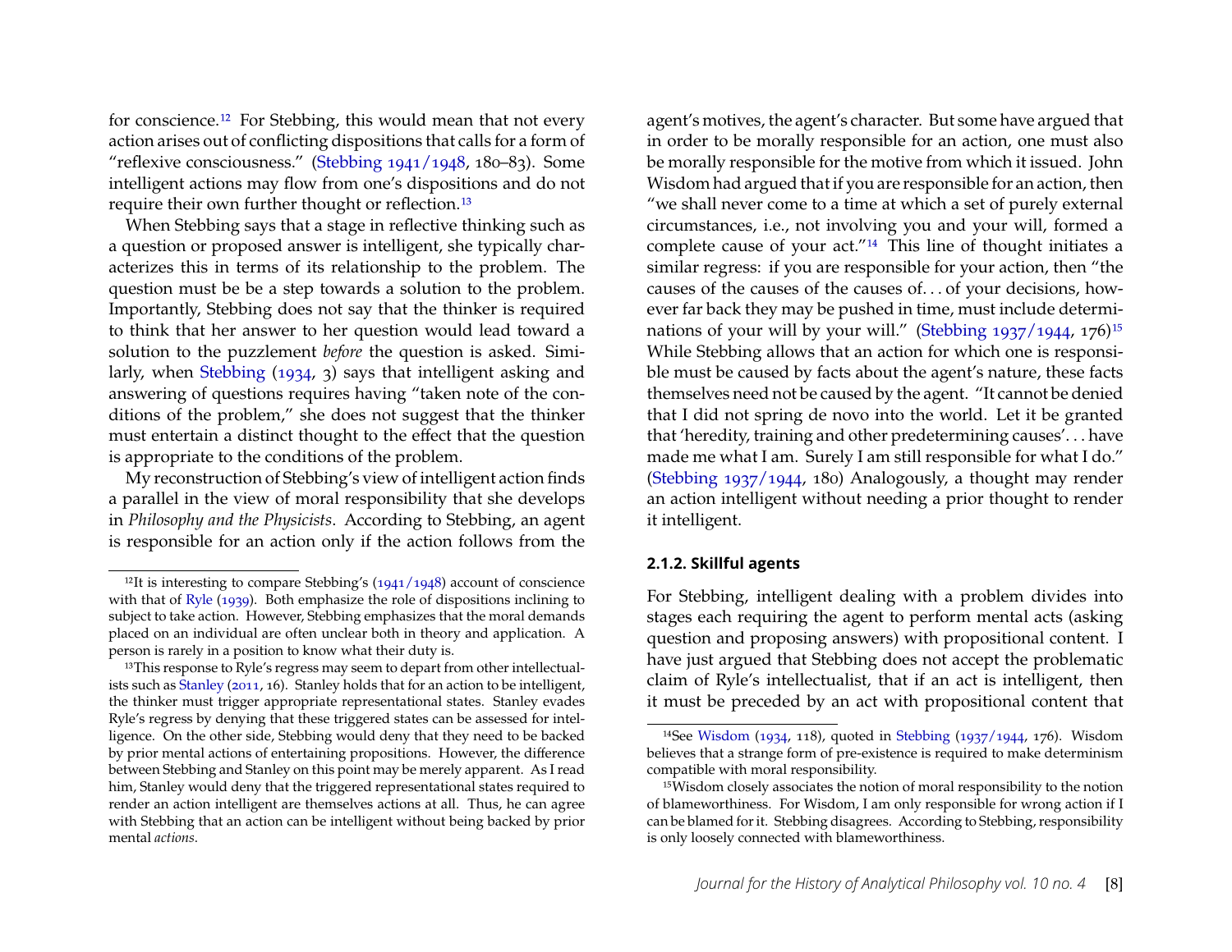for conscience.[12] For Stebbing, this would mean that not every action arises out of conflicting dispositions that calls for a form of "reflexive consciousness." (Stebbing 1941/1948, 180–83). Some intelligent actions may flow from one's dispositions and do not require their own further thought or reflection.[13]

When Stebbing says that a stage in reflective thinking such as a question or proposed answer is intelligent, she typically characterizes this in terms of its relationship to the problem. The question must be be a step towards a solution to the problem. Importantly, Stebbing does not say that the thinker is required to think that her answer to her question would lead toward a solution to the puzzlement *before* the question is asked. Similarly, when Stebbing (1934, 3) says that intelligent asking and answering of questions requires having "taken note of the conditions of the problem," she does not suggest that the thinker must entertain a distinct thought to the effect that the question is appropriate to the conditions of the problem.

My reconstruction of Stebbing's view of intelligent action finds a parallel in the view of moral responsibility that she develops in *Philosophy and the Physicists*. According to Stebbing, an agent is responsible for an action only if the action follows from the agent's motives, the agent's character. But some have argued that in order to be morally responsible for an action, one must also be morally responsible for the motive from which it issued. John Wisdom had argued that if you are responsible for an action, then "we shall never come to a time at which a set of purely external circumstances, i.e., not involving you and your will, formed a complete cause of your act."[14] This line of thought initiates a similar regress: if you are responsible for your action, then "the causes of the causes of the causes of. . . of your decisions, however far back they may be pushed in time, must include determinations of your will by your will." (Stebbing 1937/1944, 176)[15] While Stebbing allows that an action for which one is responsible must be caused by facts about the agent's nature, these facts themselves need not be caused by the agent. "It cannot be denied that I did not spring de novo into the world. Let it be granted that 'heredity, training and other predetermining causes'. . . have made me what I am. Surely I am still responsible for what I do." (Stebbing 1937/1944, 180) Analogously, a thought may render an action intelligent without needing a prior thought to render it intelligent.

#### 2.1.2. Skillful agents

For Stebbing, intelligent dealing with a problem divides into stages each requiring the agent to perform mental acts (asking question and proposing answers) with propositional content. I have just argued that Stebbing does not accept the problematic claim of Ryle's intellectualist, that if an act is intelligent, then it must be preceded by an act with propositional content that

---

[12] It is interesting to compare Stebbing's (1941/1948) account of conscience with that of Ryle (1939). Both emphasize the role of dispositions inclining to subject to take action. However, Stebbing emphasizes that the moral demands placed on an individual are often unclear both in theory and application. A person is rarely in a position to know what their duty is.

[13] This response to Ryle's regress may seem to depart from other intellectualists such as Stanley (2011, 16). Stanley holds that for an action to be intelligent, the thinker must trigger appropriate representational states. Stanley evades Ryle's regress by denying that these triggered states can be assessed for intelligence. On the other side, Stebbing would deny that they need to be backed by prior mental actions of entertaining propositions. However, the difference between Stebbing and Stanley on this point may be merely apparent. As I read him, Stanley would deny that the triggered representational states required to render an action intelligent are themselves actions at all. Thus, he can agree with Stebbing that an action can be intelligent without being backed by prior mental *actions*.

[14] See Wisdom (1934, 118), quoted in Stebbing (1937/1944, 176). Wisdom believes that a strange form of pre-existence is required to make determinism compatible with moral responsibility.

[15] Wisdom closely associates the notion of moral responsibility to the notion of blameworthiness. For Wisdom, I am only responsible for wrong action if I can be blamed for it. Stebbing disagrees. According to Stebbing, responsibility is only loosely connected with blameworthiness.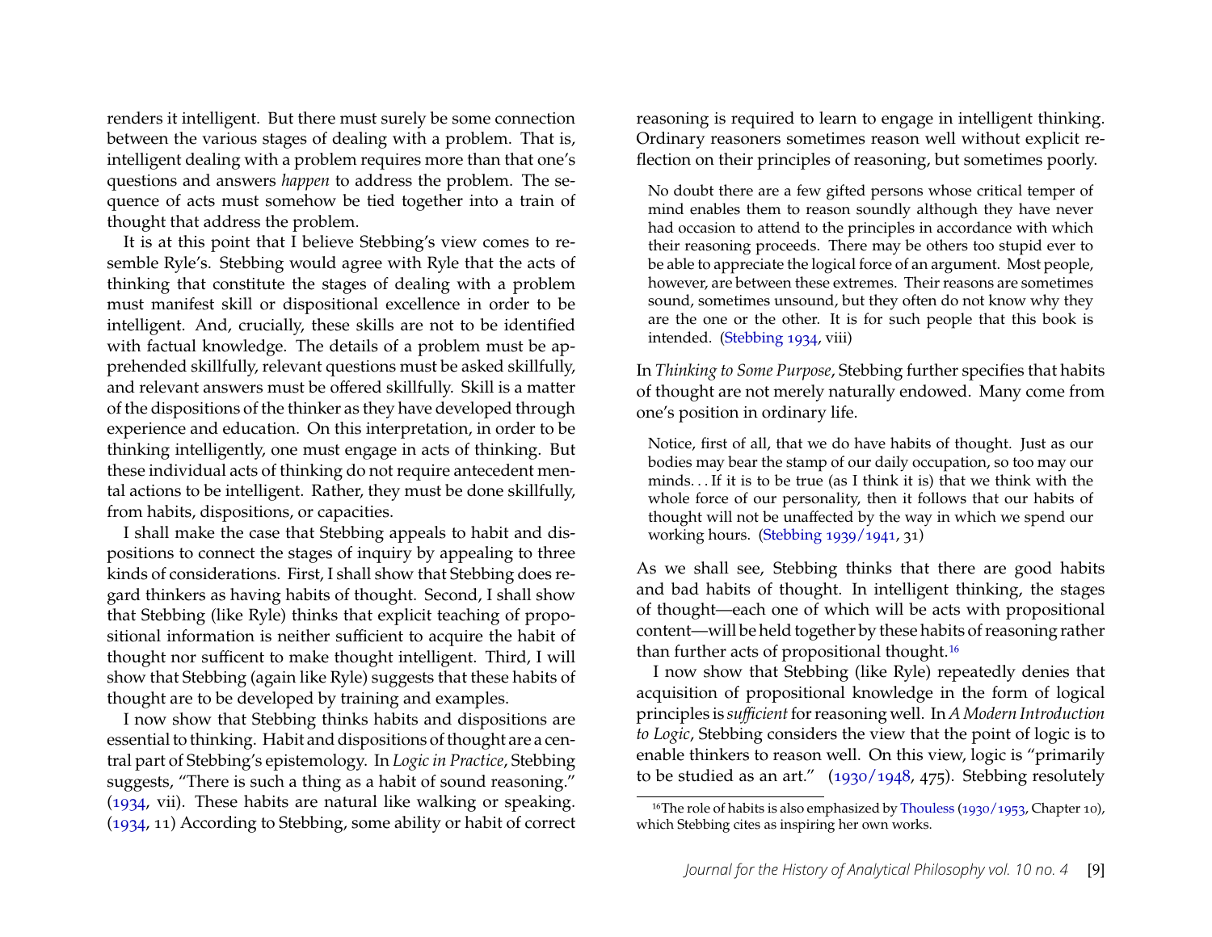renders it intelligent. But there must surely be some connection between the various stages of dealing with a problem. That is, intelligent dealing with a problem requires more than that one's questions and answers *happen* to address the problem. The sequence of acts must somehow be tied together into a train of thought that address the problem.

It is at this point that I believe Stebbing's view comes to resemble Ryle's. Stebbing would agree with Ryle that the acts of thinking that constitute the stages of dealing with a problem must manifest skill or dispositional excellence in order to be intelligent. And, crucially, these skills are not to be identified with factual knowledge. The details of a problem must be apprehended skillfully, relevant questions must be asked skillfully, and relevant answers must be offered skillfully. Skill is a matter of the dispositions of the thinker as they have developed through experience and education. On this interpretation, in order to be thinking intelligently, one must engage in acts of thinking. But these individual acts of thinking do not require antecedent mental actions to be intelligent. Rather, they must be done skillfully, from habits, dispositions, or capacities.

I shall make the case that Stebbing appeals to habit and dispositions to connect the stages of inquiry by appealing to three kinds of considerations. First, I shall show that Stebbing does regard thinkers as having habits of thought. Second, I shall show that Stebbing (like Ryle) thinks that explicit teaching of propositional information is neither sufficient to acquire the habit of thought nor suffcent to make thought intelligent. Third, I will show that Stebbing (again like Ryle) suggests that these habits of thought are to be developed by training and examples.

I now show that Stebbing thinks habits and dispositions are essential to thinking. Habit and dispositions of thought are a central part of Stebbing's epistemology. In *Logic in Practice*, Stebbing suggests, "There is such a thing as a habit of sound reasoning." (1934, vii). These habits are natural like walking or speaking. (1934, 11) According to Stebbing, some ability or habit of correct reasoning is required to learn to engage in intelligent thinking. Ordinary reasoners sometimes reason well without explicit reflection on their principles of reasoning, but sometimes poorly.

> No doubt there are a few gifted persons whose critical temper of mind enables them to reason soundly although they have never had occasion to attend to the principles in accordance with which their reasoning proceeds. There may be others too stupid ever to be able to appreciate the logical force of an argument. Most people, however, are between these extremes. Their reasons are sometimes sound, sometimes unsound, but they often do not know why they are the one or the other. It is for such people that this book is intended. (Stebbing 1934, viii)

In *Thinking to Some Purpose*, Stebbing further specifies that habits of thought are not merely naturally endowed. Many come from one's position in ordinary life.

> Notice, first of all, that we do have habits of thought. Just as our bodies may bear the stamp of our daily occupation, so too may our minds. . . If it is to be true (as I think it is) that we think with the whole force of our personality, then it follows that our habits of thought will not be unaffected by the way in which we spend our working hours. (Stebbing 1939/1941, 31)

As we shall see, Stebbing thinks that there are good habits and bad habits of thought. In intelligent thinking, the stages of thought—each one of which will be acts with propositional content—will be held together by these habits of reasoning rather than further acts of propositional thought.[16]

I now show that Stebbing (like Ryle) repeatedly denies that acquisition of propositional knowledge in the form of logical principles is *sufficient* for reasoning well. In *A Modern Introduction to Logic*, Stebbing considers the view that the point of logic is to enable thinkers to reason well. On this view, logic is "primarily to be studied as an art." (1930/1948, 475). Stebbing resolutely

[16] The role of habits is also emphasized by Thouless (1930/1953, Chapter 10), which Stebbing cites as inspiring her own works.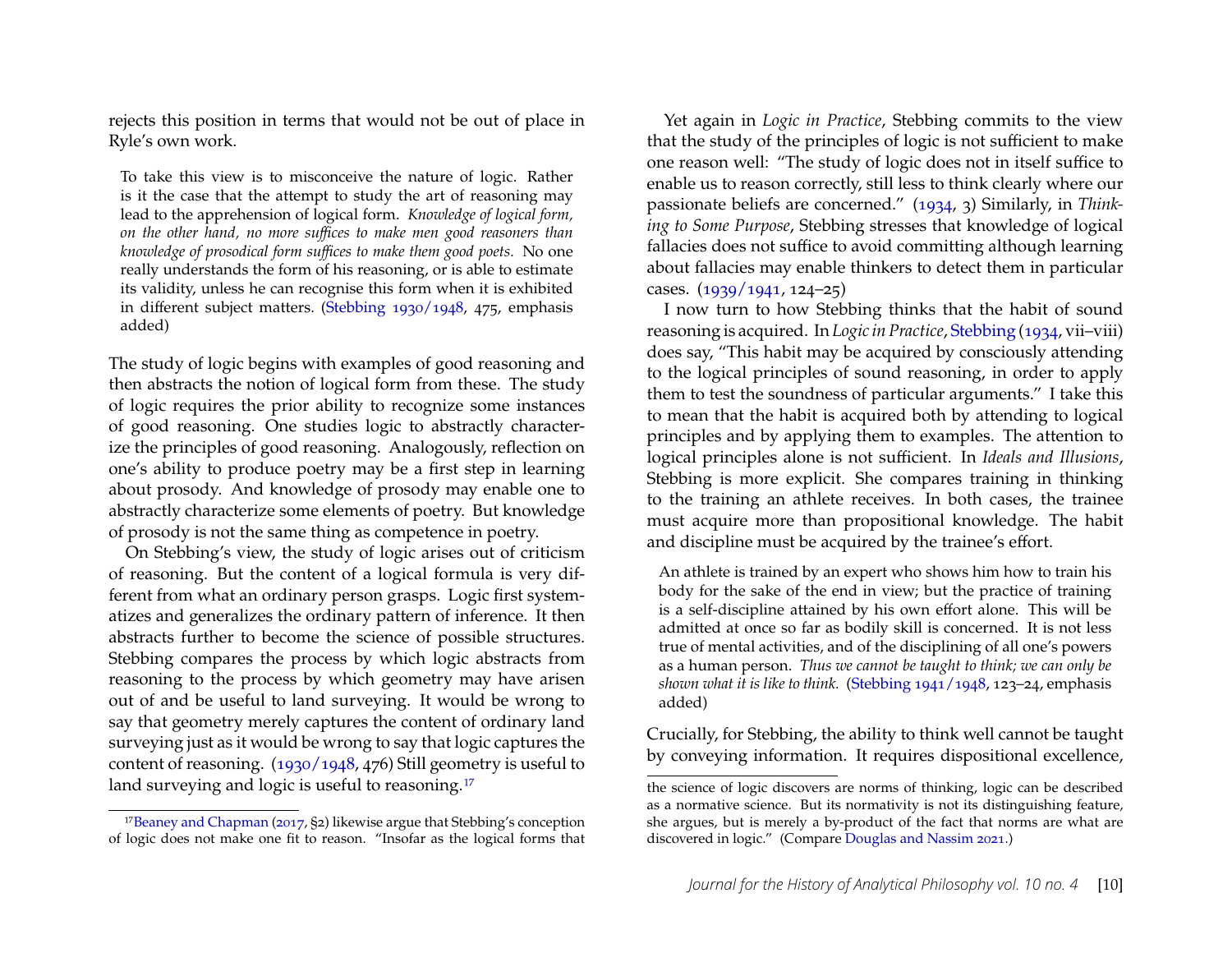rejects this position in terms that would not be out of place in Ryle's own work.

> To take this view is to misconceive the nature of logic. Rather is it the case that the attempt to study the art of reasoning may lead to the apprehension of logical form. *Knowledge of logical form, on the other hand, no more suffices to make men good reasoners than knowledge of prosodical form suffices to make them good poets.* No one really understands the form of his reasoning, or is able to estimate its validity, unless he can recognise this form when it is exhibited in different subject matters. (Stebbing 1930/1948, 475, emphasis added)

The study of logic begins with examples of good reasoning and then abstracts the notion of logical form from these. The study of logic requires the prior ability to recognize some instances of good reasoning. One studies logic to abstractly characterize the principles of good reasoning. Analogously, reflection on one's ability to produce poetry may be a first step in learning about prosody. And knowledge of prosody may enable one to abstractly characterize some elements of poetry. But knowledge of prosody is not the same thing as competence in poetry.

On Stebbing's view, the study of logic arises out of criticism of reasoning. But the content of a logical formula is very different from what an ordinary person grasps. Logic first systematizes and generalizes the ordinary pattern of inference. It then abstracts further to become the science of possible structures. Stebbing compares the process by which logic abstracts from reasoning to the process by which geometry may have arisen out of and be useful to land surveying. It would be wrong to say that geometry merely captures the content of ordinary land surveying just as it would be wrong to say that logic captures the content of reasoning. (1930/1948, 476) Still geometry is useful to land surveying and logic is useful to reasoning.[17]

Yet again in *Logic in Practice*, Stebbing commits to the view that the study of the principles of logic is not sufficient to make one reason well: "The study of logic does not in itself suffice to enable us to reason correctly, still less to think clearly where our passionate beliefs are concerned." (1934, 3) Similarly, in *Thinking to Some Purpose*, Stebbing stresses that knowledge of logical fallacies does not suffice to avoid committing although learning about fallacies may enable thinkers to detect them in particular cases. (1939/1941, 124–25)

I now turn to how Stebbing thinks that the habit of sound reasoning is acquired. In *Logic in Practice*, Stebbing (1934, vii–viii) does say, "This habit may be acquired by consciously attending to the logical principles of sound reasoning, in order to apply them to test the soundness of particular arguments." I take this to mean that the habit is acquired both by attending to logical principles and by applying them to examples. The attention to logical principles alone is not sufficient. In *Ideals and Illusions*, Stebbing is more explicit. She compares training in thinking to the training an athlete receives. In both cases, the trainee must acquire more than propositional knowledge. The habit and discipline must be acquired by the trainee's effort.

> An athlete is trained by an expert who shows him how to train his body for the sake of the end in view; but the practice of training is a self-discipline attained by his own effort alone. This will be admitted at once so far as bodily skill is concerned. It is not less true of mental activities, and of the disciplining of all one's powers as a human person. *Thus we cannot be taught to think; we can only be shown what it is like to think.* (Stebbing 1941/1948, 123–24, emphasis added)

Crucially, for Stebbing, the ability to think well cannot be taught by conveying information. It requires dispositional excellence,

[17] Beaney and Chapman (2017, §2) likewise argue that Stebbing's conception of logic does not make one fit to reason. "Insofar as the logical forms that the science of logic discovers are norms of thinking, logic can be described as a normative science. But its normativity is not its distinguishing feature, she argues, but is merely a by-product of the fact that norms are what are discovered in logic." (Compare Douglas and Nassim 2021.)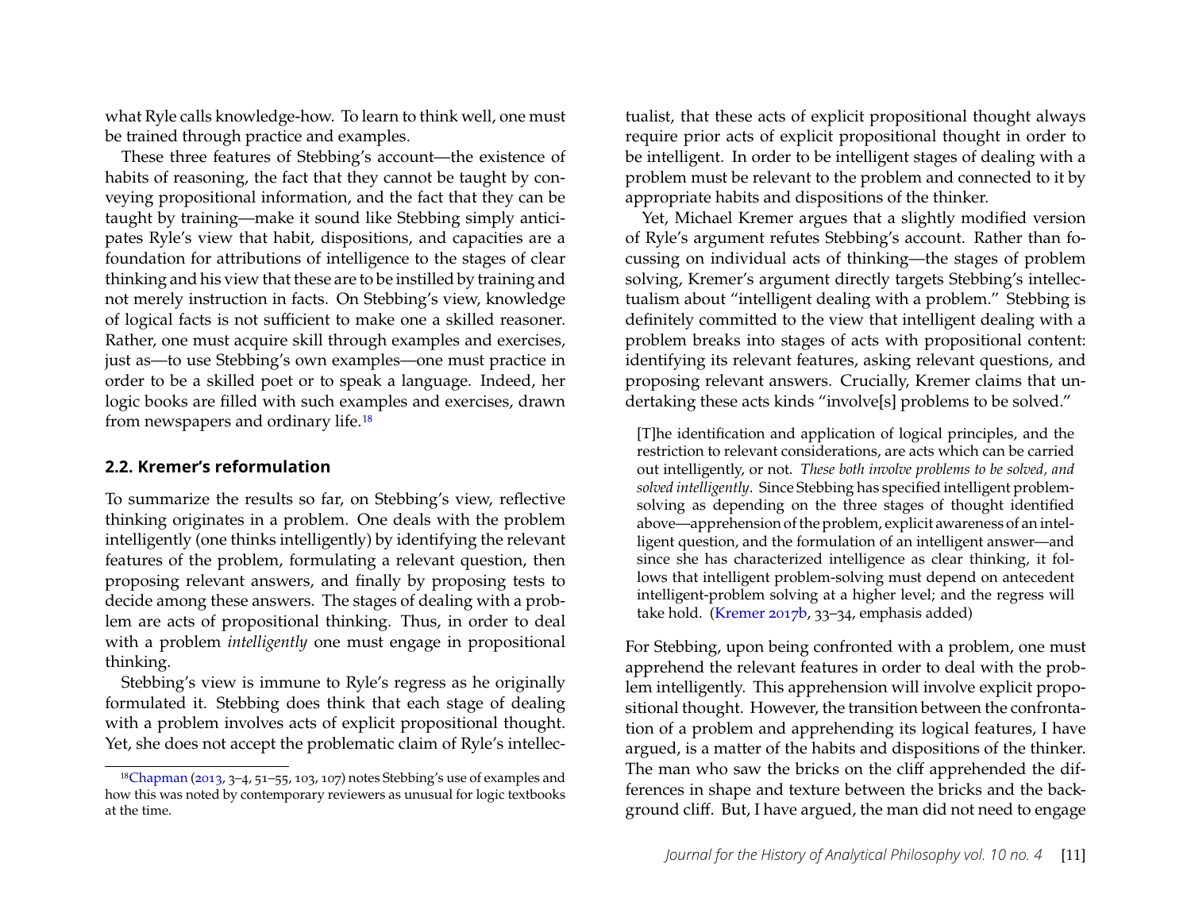what Ryle calls knowledge-how. To learn to think well, one must be trained through practice and examples.

These three features of Stebbing's account—the existence of habits of reasoning, the fact that they cannot be taught by conveying propositional information, and the fact that they can be taught by training—make it sound like Stebbing simply anticipates Ryle's view that habit, dispositions, and capacities are a foundation for attributions of intelligence to the stages of clear thinking and his view that these are to be instilled by training and not merely instruction in facts. On Stebbing's view, knowledge of logical facts is not sufficient to make one a skilled reasoner. Rather, one must acquire skill through examples and exercises, just as—to use Stebbing's own examples—one must practice in order to be a skilled poet or to speak a language. Indeed, her logic books are filled with such examples and exercises, drawn from newspapers and ordinary life.[18]

## 2.2. Kremer's reformulation

To summarize the results so far, on Stebbing's view, reflective thinking originates in a problem. One deals with the problem intelligently (one thinks intelligently) by identifying the relevant features of the problem, formulating a relevant question, then proposing relevant answers, and finally by proposing tests to decide among these answers. The stages of dealing with a problem are acts of propositional thinking. Thus, in order to deal with a problem *intelligently* one must engage in propositional thinking.

Stebbing's view is immune to Ryle's regress as he originally formulated it. Stebbing does think that each stage of dealing with a problem involves acts of explicit propositional thought. Yet, she does not accept the problematic claim of Ryle's intellectualist, that these acts of explicit propositional thought always require prior acts of explicit propositional thought in order to be intelligent. In order to be intelligent stages of dealing with a problem must be relevant to the problem and connected to it by appropriate habits and dispositions of the thinker.

Yet, Michael Kremer argues that a slightly modified version of Ryle's argument refutes Stebbing's account. Rather than focussing on individual acts of thinking—the stages of problem solving, Kremer's argument directly targets Stebbing's intellectualism about "intelligent dealing with a problem." Stebbing is definitely committed to the view that intelligent dealing with a problem breaks into stages of acts with propositional content: identifying its relevant features, asking relevant questions, and proposing relevant answers. Crucially, Kremer claims that undertaking these acts kinds "involve[s] problems to be solved."

> [T]he identification and application of logical principles, and the restriction to relevant considerations, are acts which can be carried out intelligently, or not. *These both involve problems to be solved, and solved intelligently*. Since Stebbing has specified intelligent problem-solving as depending on the three stages of thought identified above—apprehension of the problem, explicit awareness of an intelligent question, and the formulation of an intelligent answer—and since she has characterized intelligence as clear thinking, it follows that intelligent problem-solving must depend on antecedent intelligent-problem solving at a higher level; and the regress will take hold. (Kremer 2017b, 33–34, emphasis added)

For Stebbing, upon being confronted with a problem, one must apprehend the relevant features in order to deal with the problem intelligently. This apprehension will involve explicit propositional thought. However, the transition between the confrontation of a problem and apprehending its logical features, I have argued, is a matter of the habits and dispositions of the thinker. The man who saw the bricks on the cliff apprehended the differences in shape and texture between the bricks and the background cliff. But, I have argued, the man did not need to engage

[18] Chapman (2013, 3–4, 51–55, 103, 107) notes Stebbing's use of examples and how this was noted by contemporary reviewers as unusual for logic textbooks at the time.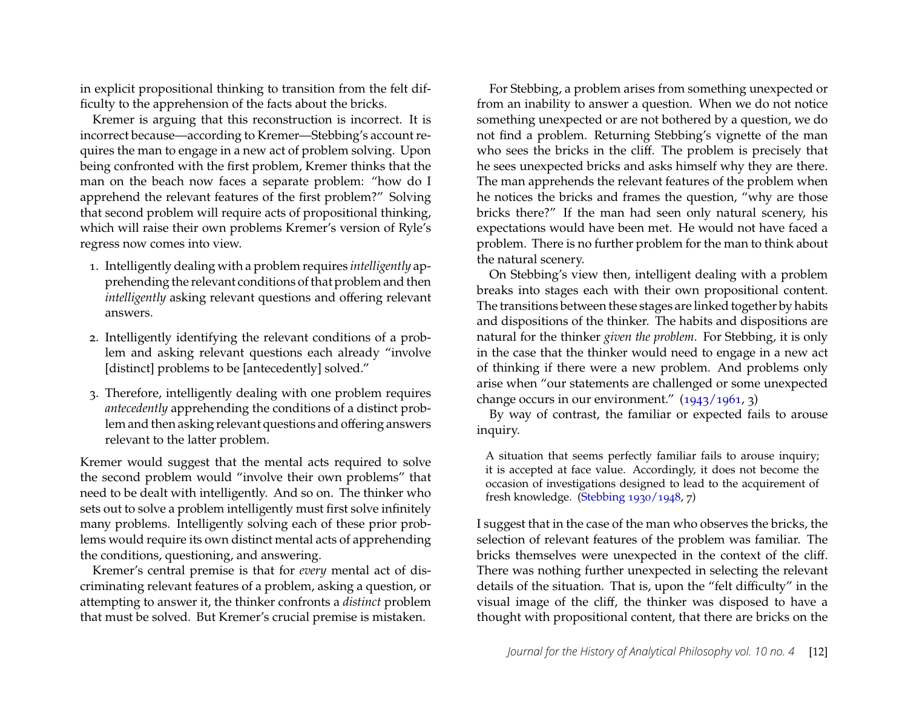in explicit propositional thinking to transition from the felt difficulty to the apprehension of the facts about the bricks.

Kremer is arguing that this reconstruction is incorrect. It is incorrect because—according to Kremer—Stebbing's account requires the man to engage in a new act of problem solving. Upon being confronted with the first problem, Kremer thinks that the man on the beach now faces a separate problem: "how do I apprehend the relevant features of the first problem?" Solving that second problem will require acts of propositional thinking, which will raise their own problems Kremer's version of Ryle's regress now comes into view.

1. Intelligently dealing with a problem requires *intelligently* apprehending the relevant conditions of that problem and then *intelligently* asking relevant questions and offering relevant answers.

2. Intelligently identifying the relevant conditions of a problem and asking relevant questions each already "involve [distinct] problems to be [antecedently] solved."

3. Therefore, intelligently dealing with one problem requires *antecedently* apprehending the conditions of a distinct problem and then asking relevant questions and offering answers relevant to the latter problem.

Kremer would suggest that the mental acts required to solve the second problem would "involve their own problems" that need to be dealt with intelligently. And so on. The thinker who sets out to solve a problem intelligently must first solve infinitely many problems. Intelligently solving each of these prior problems would require its own distinct mental acts of apprehending the conditions, questioning, and answering.

Kremer's central premise is that for *every* mental act of discriminating relevant features of a problem, asking a question, or attempting to answer it, the thinker confronts a *distinct* problem that must be solved. But Kremer's crucial premise is mistaken.

For Stebbing, a problem arises from something unexpected or from an inability to answer a question. When we do not notice something unexpected or are not bothered by a question, we do not find a problem. Returning Stebbing's vignette of the man who sees the bricks in the cliff. The problem is precisely that he sees unexpected bricks and asks himself why they are there. The man apprehends the relevant features of the problem when he notices the bricks and frames the question, "why are those bricks there?" If the man had seen only natural scenery, his expectations would have been met. He would not have faced a problem. There is no further problem for the man to think about the natural scenery.

On Stebbing's view then, intelligent dealing with a problem breaks into stages each with their own propositional content. The transitions between these stages are linked together by habits and dispositions of the thinker. The habits and dispositions are natural for the thinker *given the problem*. For Stebbing, it is only in the case that the thinker would need to engage in a new act of thinking if there were a new problem. And problems only arise when "our statements are challenged or some unexpected change occurs in our environment." (1943/1961, 3)

By way of contrast, the familiar or expected fails to arouse inquiry.

> A situation that seems perfectly familiar fails to arouse inquiry; it is accepted at face value. Accordingly, it does not become the occasion of investigations designed to lead to the acquirement of fresh knowledge. (Stebbing 1930/1948, 7)

I suggest that in the case of the man who observes the bricks, the selection of relevant features of the problem was familiar. The bricks themselves were unexpected in the context of the cliff. There was nothing further unexpected in selecting the relevant details of the situation. That is, upon the "felt difficulty" in the visual image of the cliff, the thinker was disposed to have a thought with propositional content, that there are bricks on the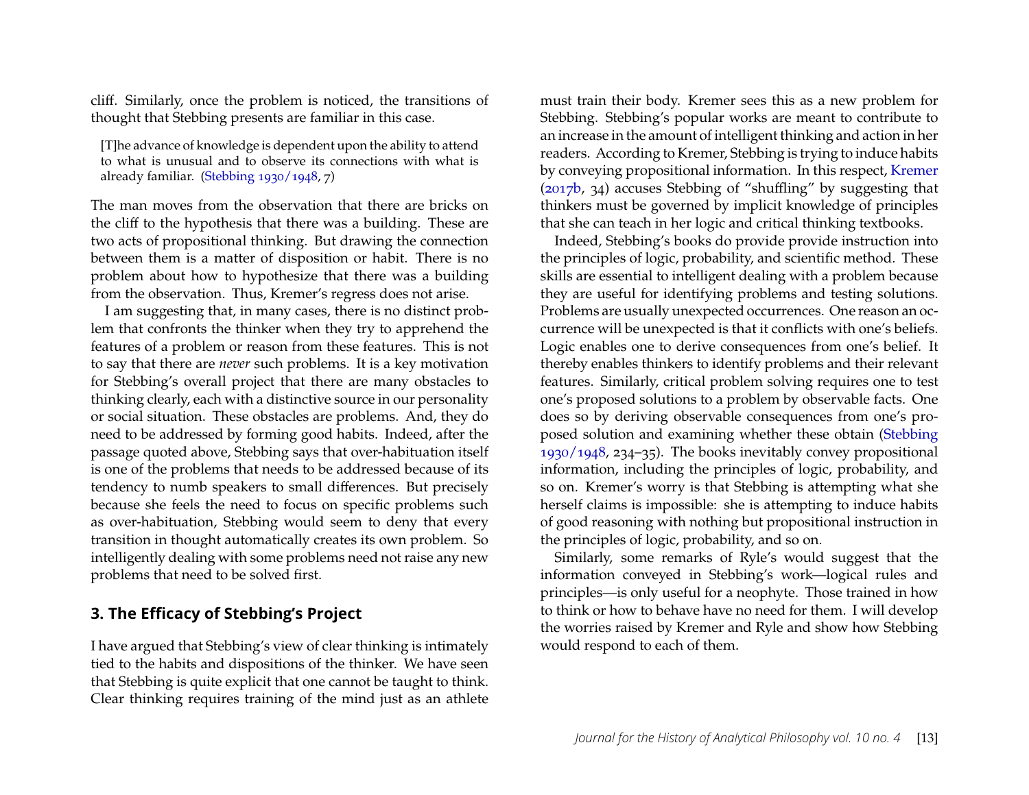cliff. Similarly, once the problem is noticed, the transitions of thought that Stebbing presents are familiar in this case.

> [T]he advance of knowledge is dependent upon the ability to attend to what is unusual and to observe its connections with what is already familiar. (Stebbing 1930/1948, 7)

The man moves from the observation that there are bricks on the cliff to the hypothesis that there was a building. These are two acts of propositional thinking. But drawing the connection between them is a matter of disposition or habit. There is no problem about how to hypothesize that there was a building from the observation. Thus, Kremer's regress does not arise.

I am suggesting that, in many cases, there is no distinct problem that confronts the thinker when they try to apprehend the features of a problem or reason from these features. This is not to say that there are *never* such problems. It is a key motivation for Stebbing's overall project that there are many obstacles to thinking clearly, each with a distinctive source in our personality or social situation. These obstacles are problems. And, they do need to be addressed by forming good habits. Indeed, after the passage quoted above, Stebbing says that over-habituation itself is one of the problems that needs to be addressed because of its tendency to numb speakers to small differences. But precisely because she feels the need to focus on specific problems such as over-habituation, Stebbing would seem to deny that every transition in thought automatically creates its own problem. So intelligently dealing with some problems need not raise any new problems that need to be solved first.

## 3. The Efficacy of Stebbing's Project

I have argued that Stebbing's view of clear thinking is intimately tied to the habits and dispositions of the thinker. We have seen that Stebbing is quite explicit that one cannot be taught to think. Clear thinking requires training of the mind just as an athlete must train their body. Kremer sees this as a new problem for Stebbing. Stebbing's popular works are meant to contribute to an increase in the amount of intelligent thinking and action in her readers. According to Kremer, Stebbing is trying to induce habits by conveying propositional information. In this respect, Kremer (2017b, 34) accuses Stebbing of "shuffling" by suggesting that thinkers must be governed by implicit knowledge of principles that she can teach in her logic and critical thinking textbooks.

Indeed, Stebbing's books do provide provide instruction into the principles of logic, probability, and scientific method. These skills are essential to intelligent dealing with a problem because they are useful for identifying problems and testing solutions. Problems are usually unexpected occurrences. One reason an occurrence will be unexpected is that it conflicts with one's beliefs. Logic enables one to derive consequences from one's belief. It thereby enables thinkers to identify problems and their relevant features. Similarly, critical problem solving requires one to test one's proposed solutions to a problem by observable facts. One does so by deriving observable consequences from one's proposed solution and examining whether these obtain (Stebbing 1930/1948, 234–35). The books inevitably convey propositional information, including the principles of logic, probability, and so on. Kremer's worry is that Stebbing is attempting what she herself claims is impossible: she is attempting to induce habits of good reasoning with nothing but propositional instruction in the principles of logic, probability, and so on.

Similarly, some remarks of Ryle's would suggest that the information conveyed in Stebbing's work—logical rules and principles—is only useful for a neophyte. Those trained in how to think or how to behave have no need for them. I will develop the worries raised by Kremer and Ryle and show how Stebbing would respond to each of them.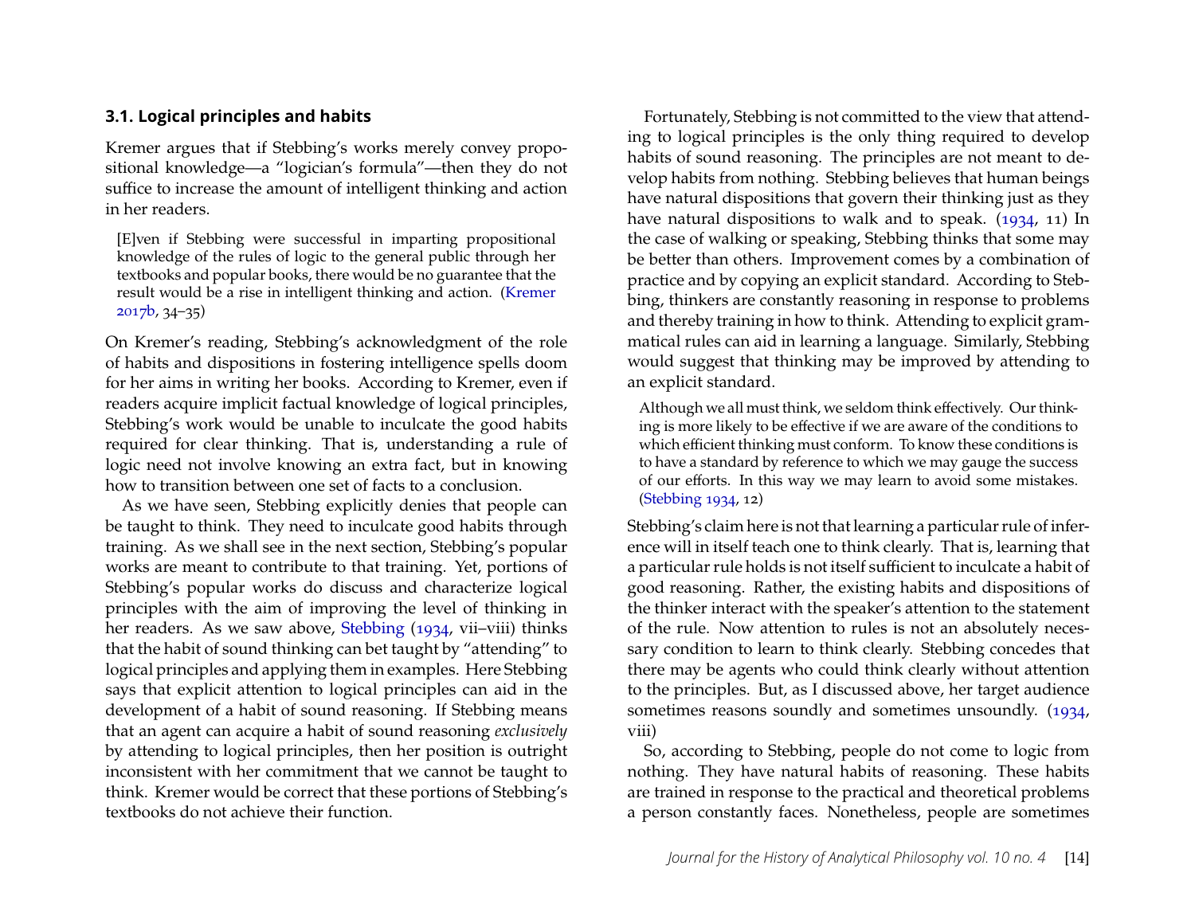### 3.1. Logical principles and habits

Kremer argues that if Stebbing's works merely convey propositional knowledge—a "logician's formula"—then they do not suffice to increase the amount of intelligent thinking and action in her readers.

> [E]ven if Stebbing were successful in imparting propositional knowledge of the rules of logic to the general public through her textbooks and popular books, there would be no guarantee that the result would be a rise in intelligent thinking and action. (Kremer 2017b, 34–35)

On Kremer's reading, Stebbing's acknowledgment of the role of habits and dispositions in fostering intelligence spells doom for her aims in writing her books. According to Kremer, even if readers acquire implicit factual knowledge of logical principles, Stebbing's work would be unable to inculcate the good habits required for clear thinking. That is, understanding a rule of logic need not involve knowing an extra fact, but in knowing how to transition between one set of facts to a conclusion.

As we have seen, Stebbing explicitly denies that people can be taught to think. They need to inculcate good habits through training. As we shall see in the next section, Stebbing's popular works are meant to contribute to that training. Yet, portions of Stebbing's popular works do discuss and characterize logical principles with the aim of improving the level of thinking in her readers. As we saw above, Stebbing (1934, vii–viii) thinks that the habit of sound thinking can bet taught by "attending" to logical principles and applying them in examples. Here Stebbing says that explicit attention to logical principles can aid in the development of a habit of sound reasoning. If Stebbing means that an agent can acquire a habit of sound reasoning *exclusively* by attending to logical principles, then her position is outright inconsistent with her commitment that we cannot be taught to think. Kremer would be correct that these portions of Stebbing's textbooks do not achieve their function.

Fortunately, Stebbing is not committed to the view that attending to logical principles is the only thing required to develop habits of sound reasoning. The principles are not meant to develop habits from nothing. Stebbing believes that human beings have natural dispositions that govern their thinking just as they have natural dispositions to walk and to speak. (1934, 11) In the case of walking or speaking, Stebbing thinks that some may be better than others. Improvement comes by a combination of practice and by copying an explicit standard. According to Stebbing, thinkers are constantly reasoning in response to problems and thereby training in how to think. Attending to explicit grammatical rules can aid in learning a language. Similarly, Stebbing would suggest that thinking may be improved by attending to an explicit standard.

> Although we all must think, we seldom think effectively. Our thinking is more likely to be effective if we are aware of the conditions to which efficient thinking must conform. To know these conditions is to have a standard by reference to which we may gauge the success of our efforts. In this way we may learn to avoid some mistakes. (Stebbing 1934, 12)

Stebbing's claim here is not that learning a particular rule of inference will in itself teach one to think clearly. That is, learning that a particular rule holds is not itself sufficient to inculcate a habit of good reasoning. Rather, the existing habits and dispositions of the thinker interact with the speaker's attention to the statement of the rule. Now attention to rules is not an absolutely necessary condition to learn to think clearly. Stebbing concedes that there may be agents who could think clearly without attention to the principles. But, as I discussed above, her target audience sometimes reasons soundly and sometimes unsoundly. (1934, viii)

So, according to Stebbing, people do not come to logic from nothing. They have natural habits of reasoning. These habits are trained in response to the practical and theoretical problems a person constantly faces. Nonetheless, people are sometimes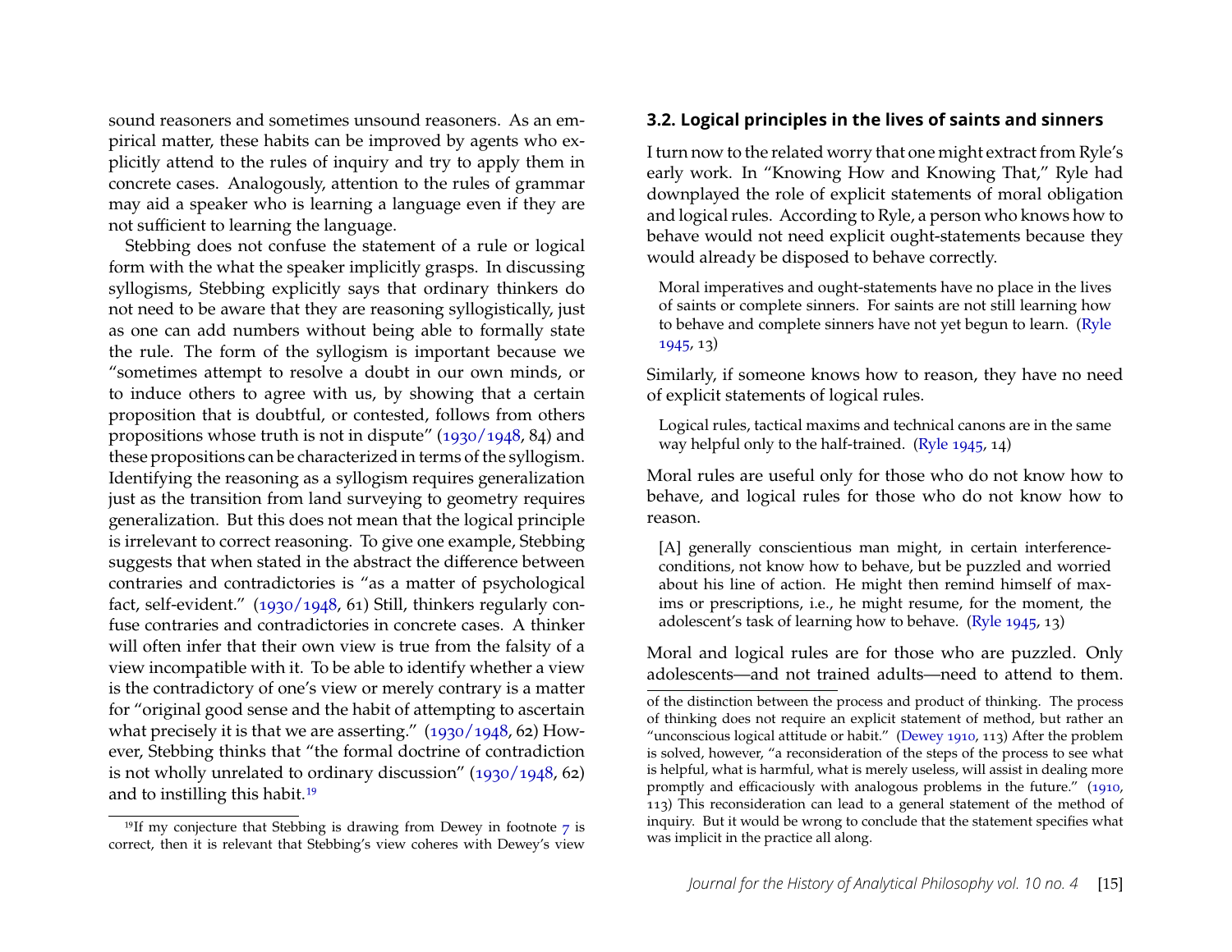sound reasoners and sometimes unsound reasoners. As an empirical matter, these habits can be improved by agents who explicitly attend to the rules of inquiry and try to apply them in concrete cases. Analogously, attention to the rules of grammar may aid a speaker who is learning a language even if they are not sufficient to learning the language.

Stebbing does not confuse the statement of a rule or logical form with the what the speaker implicitly grasps. In discussing syllogisms, Stebbing explicitly says that ordinary thinkers do not need to be aware that they are reasoning syllogistically, just as one can add numbers without being able to formally state the rule. The form of the syllogism is important because we "sometimes attempt to resolve a doubt in our own minds, or to induce others to agree with us, by showing that a certain proposition that is doubtful, or contested, follows from others propositions whose truth is not in dispute" (1930/1948, 84) and these propositions can be characterized in terms of the syllogism. Identifying the reasoning as a syllogism requires generalization just as the transition from land surveying to geometry requires generalization. But this does not mean that the logical principle is irrelevant to correct reasoning. To give one example, Stebbing suggests that when stated in the abstract the difference between contraries and contradictories is "as a matter of psychological fact, self-evident." (1930/1948, 61) Still, thinkers regularly confuse contraries and contradictories in concrete cases. A thinker will often infer that their own view is true from the falsity of a view incompatible with it. To be able to identify whether a view is the contradictory of one's view or merely contrary is a matter for "original good sense and the habit of attempting to ascertain what precisely it is that we are asserting." (1930/1948, 62) However, Stebbing thinks that "the formal doctrine of contradiction is not wholly unrelated to ordinary discussion" (1930/1948, 62) and to instilling this habit.[19]

### 3.2. Logical principles in the lives of saints and sinners

I turn now to the related worry that one might extract from Ryle's early work. In "Knowing How and Knowing That," Ryle had downplayed the role of explicit statements of moral obligation and logical rules. According to Ryle, a person who knows how to behave would not need explicit ought-statements because they would already be disposed to behave correctly.

> Moral imperatives and ought-statements have no place in the lives of saints or complete sinners. For saints are not still learning how to behave and complete sinners have not yet begun to learn. (Ryle 1945, 13)

Similarly, if someone knows how to reason, they have no need of explicit statements of logical rules.

> Logical rules, tactical maxims and technical canons are in the same way helpful only to the half-trained. (Ryle 1945, 14)

Moral rules are useful only for those who do not know how to behave, and logical rules for those who do not know how to reason.

> [A] generally conscientious man might, in certain interference-conditions, not know how to behave, but be puzzled and worried about his line of action. He might then remind himself of maxims or prescriptions, i.e., he might resume, for the moment, the adolescent's task of learning how to behave. (Ryle 1945, 13)

Moral and logical rules are for those who are puzzled. Only adolescents—and not trained adults—need to attend to them.

[19] If my conjecture that Stebbing is drawing from Dewey in footnote 7 is correct, then it is relevant that Stebbing's view coheres with Dewey's view of the distinction between the process and product of thinking. The process of thinking does not require an explicit statement of method, but rather an "unconscious logical attitude or habit." (Dewey 1910, 113) After the problem is solved, however, "a reconsideration of the steps of the process to see what is helpful, what is harmful, what is merely useless, will assist in dealing more promptly and efficaciously with analogous problems in the future." (1910, 113) This reconsideration can lead to a general statement of the method of inquiry. But it would be wrong to conclude that the statement specifies what was implicit in the practice all along.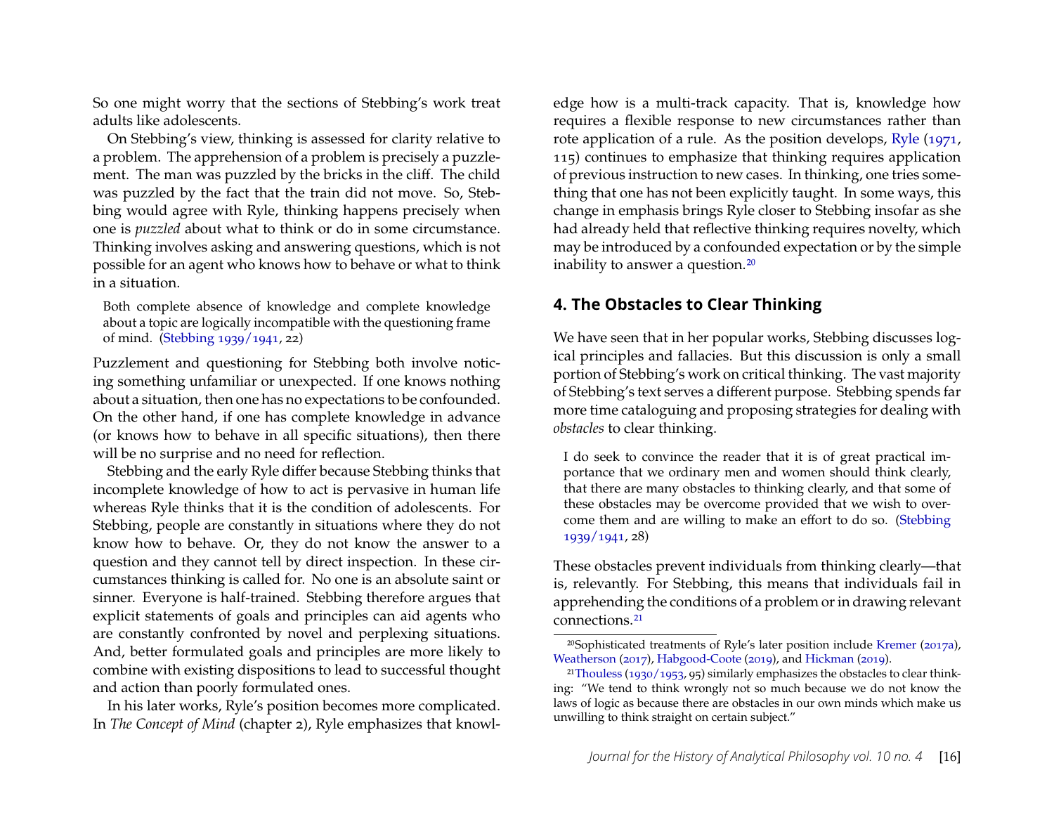So one might worry that the sections of Stebbing's work treat adults like adolescents.

On Stebbing's view, thinking is assessed for clarity relative to a problem. The apprehension of a problem is precisely a puzzlement. The man was puzzled by the bricks in the cliff. The child was puzzled by the fact that the train did not move. So, Stebbing would agree with Ryle, thinking happens precisely when one is *puzzled* about what to think or do in some circumstance. Thinking involves asking and answering questions, which is not possible for an agent who knows how to behave or what to think in a situation.

> Both complete absence of knowledge and complete knowledge about a topic are logically incompatible with the questioning frame of mind. (Stebbing 1939/1941, 22)

Puzzlement and questioning for Stebbing both involve noticing something unfamiliar or unexpected. If one knows nothing about a situation, then one has no expectations to be confounded. On the other hand, if one has complete knowledge in advance (or knows how to behave in all specific situations), then there will be no surprise and no need for reflection.

Stebbing and the early Ryle differ because Stebbing thinks that incomplete knowledge of how to act is pervasive in human life whereas Ryle thinks that it is the condition of adolescents. For Stebbing, people are constantly in situations where they do not know how to behave. Or, they do not know the answer to a question and they cannot tell by direct inspection. In these circumstances thinking is called for. No one is an absolute saint or sinner. Everyone is half-trained. Stebbing therefore argues that explicit statements of goals and principles can aid agents who are constantly confronted by novel and perplexing situations. And, better formulated goals and principles are more likely to combine with existing dispositions to lead to successful thought and action than poorly formulated ones.

In his later works, Ryle's position becomes more complicated. In *The Concept of Mind* (chapter 2), Ryle emphasizes that knowledge how is a multi-track capacity. That is, knowledge how requires a flexible response to new circumstances rather than rote application of a rule. As the position develops, Ryle (1971, 115) continues to emphasize that thinking requires application of previous instruction to new cases. In thinking, one tries something that one has not been explicitly taught. In some ways, this change in emphasis brings Ryle closer to Stebbing insofar as she had already held that reflective thinking requires novelty, which may be introduced by a confounded expectation or by the simple inability to answer a question.[20]

## 4. The Obstacles to Clear Thinking

We have seen that in her popular works, Stebbing discusses logical principles and fallacies. But this discussion is only a small portion of Stebbing's work on critical thinking. The vast majority of Stebbing's text serves a different purpose. Stebbing spends far more time cataloguing and proposing strategies for dealing with *obstacles* to clear thinking.

> I do seek to convince the reader that it is of great practical importance that we ordinary men and women should think clearly, that there are many obstacles to thinking clearly, and that some of these obstacles may be overcome provided that we wish to overcome them and are willing to make an effort to do so. (Stebbing 1939/1941, 28)

These obstacles prevent individuals from thinking clearly—that is, relevantly. For Stebbing, this means that individuals fail in apprehending the conditions of a problem or in drawing relevant connections.[21]

---

[20] Sophisticated treatments of Ryle's later position include Kremer (2017a), Weatherson (2017), Habgood-Coote (2019), and Hickman (2019).

[21] Thouless (1930/1953, 95) similarly emphasizes the obstacles to clear thinking: "We tend to think wrongly not so much because we do not know the laws of logic as because there are obstacles in our own minds which make us unwilling to think straight on certain subject."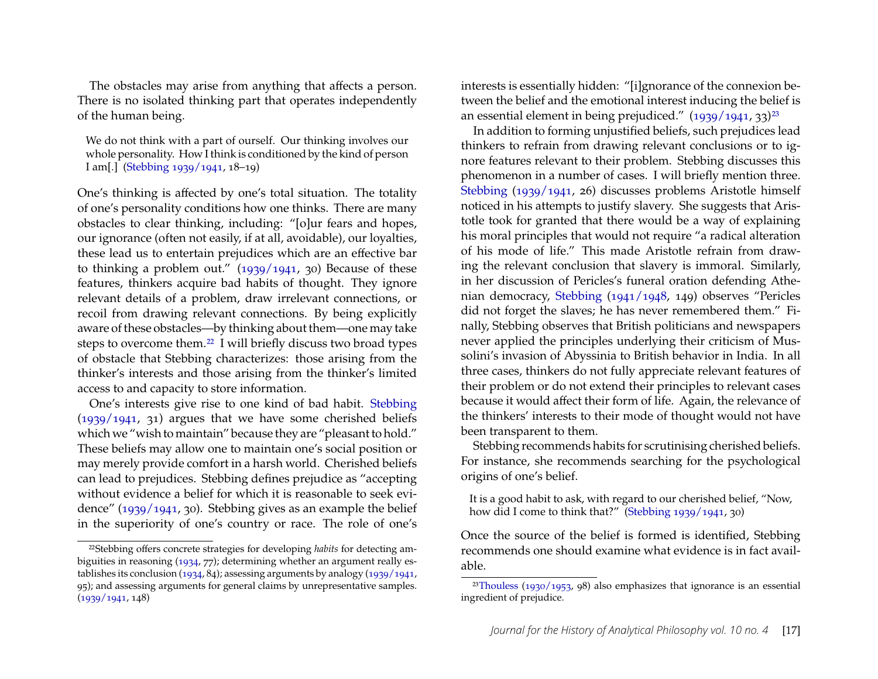The obstacles may arise from anything that affects a person. There is no isolated thinking part that operates independently of the human being.

> We do not think with a part of ourself. Our thinking involves our whole personality. How I think is conditioned by the kind of person I am[.] (Stebbing 1939/1941, 18–19)

One's thinking is affected by one's total situation. The totality of one's personality conditions how one thinks. There are many obstacles to clear thinking, including: "[o]ur fears and hopes, our ignorance (often not easily, if at all, avoidable), our loyalties, these lead us to entertain prejudices which are an effective bar to thinking a problem out." (1939/1941, 30) Because of these features, thinkers acquire bad habits of thought. They ignore relevant details of a problem, draw irrelevant connections, or recoil from drawing relevant connections. By being explicitly aware of these obstacles—by thinking about them—one may take steps to overcome them.[22] I will briefly discuss two broad types of obstacle that Stebbing characterizes: those arising from the thinker's interests and those arising from the thinker's limited access to and capacity to store information.

One's interests give rise to one kind of bad habit. Stebbing (1939/1941, 31) argues that we have some cherished beliefs which we "wish to maintain" because they are "pleasant to hold." These beliefs may allow one to maintain one's social position or may merely provide comfort in a harsh world. Cherished beliefs can lead to prejudices. Stebbing defines prejudice as "accepting without evidence a belief for which it is reasonable to seek evidence" (1939/1941, 30). Stebbing gives as an example the belief in the superiority of one's country or race. The role of one's interests is essentially hidden: "[i]gnorance of the connexion between the belief and the emotional interest inducing the belief is an essential element in being prejudiced." (1939/1941, 33)[23]

In addition to forming unjustified beliefs, such prejudices lead thinkers to refrain from drawing relevant conclusions or to ignore features relevant to their problem. Stebbing discusses this phenomenon in a number of cases. I will briefly mention three. Stebbing (1939/1941, 26) discusses problems Aristotle himself noticed in his attempts to justify slavery. She suggests that Aristotle took for granted that there would be a way of explaining his moral principles that would not require "a radical alteration of his mode of life." This made Aristotle refrain from drawing the relevant conclusion that slavery is immoral. Similarly, in her discussion of Pericles's funeral oration defending Athenian democracy, Stebbing (1941/1948, 149) observes "Pericles did not forget the slaves; he has never remembered them." Finally, Stebbing observes that British politicians and newspapers never applied the principles underlying their criticism of Mussolini's invasion of Abyssinia to British behavior in India. In all three cases, thinkers do not fully appreciate relevant features of their problem or do not extend their principles to relevant cases because it would affect their form of life. Again, the relevance of the thinkers' interests to their mode of thought would not have been transparent to them.

Stebbing recommends habits for scrutinising cherished beliefs. For instance, she recommends searching for the psychological origins of one's belief.

> It is a good habit to ask, with regard to our cherished belief, "Now, how did I come to think that?" (Stebbing 1939/1941, 30)

Once the source of the belief is formed is identified, Stebbing recommends one should examine what evidence is in fact available.

---

[22] Stebbing offers concrete strategies for developing *habits* for detecting ambiguities in reasoning (1934, 77); determining whether an argument really establishes its conclusion (1934, 84); assessing arguments by analogy (1939/1941, 95); and assessing arguments for general claims by unrepresentative samples. (1939/1941, 148)

[23] Thouless (1930/1953, 98) also emphasizes that ignorance is an essential ingredient of prejudice.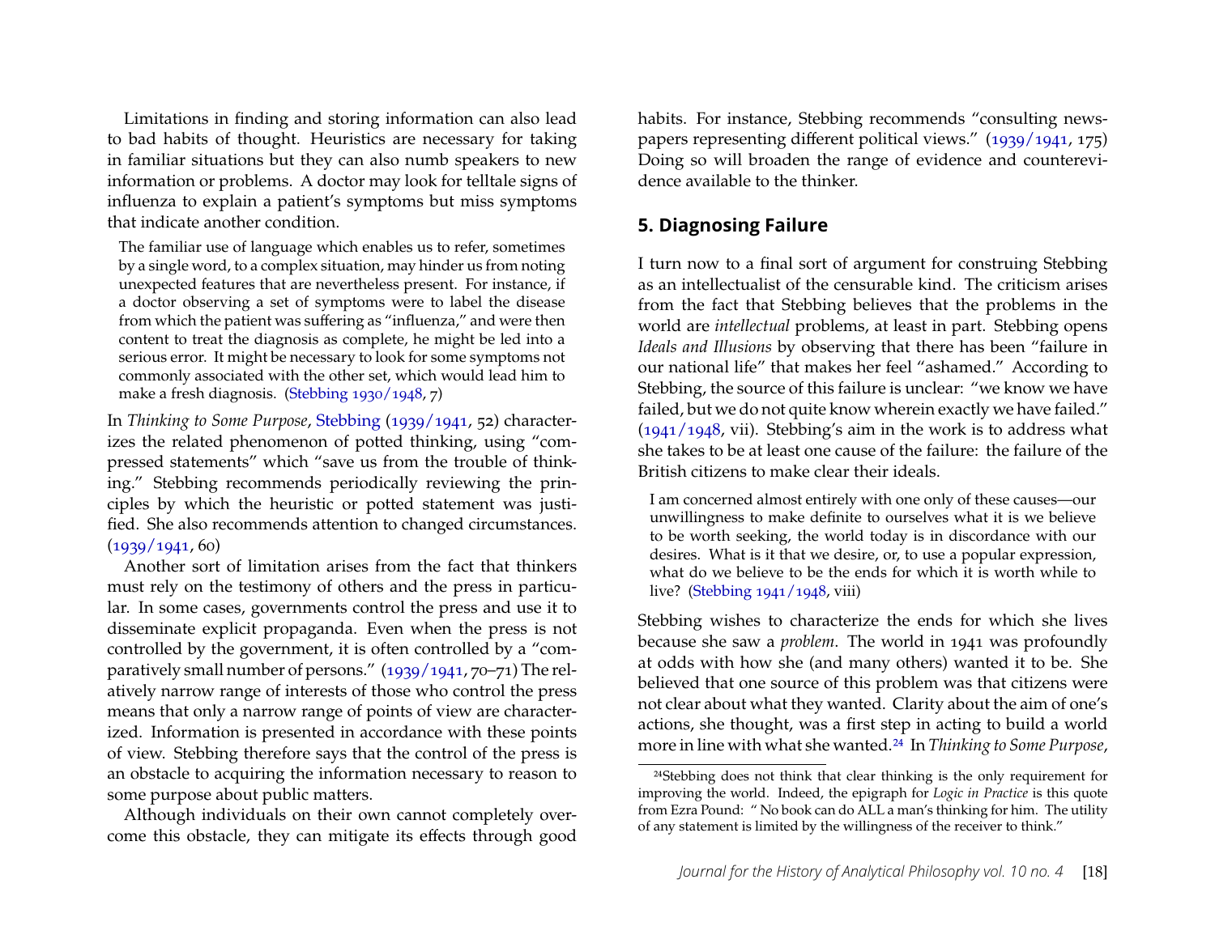Limitations in finding and storing information can also lead to bad habits of thought. Heuristics are necessary for taking in familiar situations but they can also numb speakers to new information or problems. A doctor may look for telltale signs of influenza to explain a patient's symptoms but miss symptoms that indicate another condition.

> The familiar use of language which enables us to refer, sometimes by a single word, to a complex situation, may hinder us from noting unexpected features that are nevertheless present. For instance, if a doctor observing a set of symptoms were to label the disease from which the patient was suffering as "influenza," and were then content to treat the diagnosis as complete, he might be led into a serious error. It might be necessary to look for some symptoms not commonly associated with the other set, which would lead him to make a fresh diagnosis. (Stebbing 1930/1948, 7)

In *Thinking to Some Purpose*, Stebbing (1939/1941, 52) characterizes the related phenomenon of potted thinking, using "compressed statements" which "save us from the trouble of thinking." Stebbing recommends periodically reviewing the principles by which the heuristic or potted statement was justified. She also recommends attention to changed circumstances. (1939/1941, 60)

Another sort of limitation arises from the fact that thinkers must rely on the testimony of others and the press in particular. In some cases, governments control the press and use it to disseminate explicit propaganda. Even when the press is not controlled by the government, it is often controlled by a "comparatively small number of persons." (1939/1941, 70–71) The relatively narrow range of interests of those who control the press means that only a narrow range of points of view are characterized. Information is presented in accordance with these points of view. Stebbing therefore says that the control of the press is an obstacle to acquiring the information necessary to reason to some purpose about public matters.

Although individuals on their own cannot completely overcome this obstacle, they can mitigate its effects through good habits. For instance, Stebbing recommends "consulting newspapers representing different political views." (1939/1941, 175) Doing so will broaden the range of evidence and counterevidence available to the thinker.

## 5. Diagnosing Failure

I turn now to a final sort of argument for construing Stebbing as an intellectualist of the censurable kind. The criticism arises from the fact that Stebbing believes that the problems in the world are *intellectual* problems, at least in part. Stebbing opens *Ideals and Illusions* by observing that there has been "failure in our national life" that makes her feel "ashamed." According to Stebbing, the source of this failure is unclear: "we know we have failed, but we do not quite know wherein exactly we have failed." (1941/1948, vii). Stebbing's aim in the work is to address what she takes to be at least one cause of the failure: the failure of the British citizens to make clear their ideals.

> I am concerned almost entirely with one only of these causes—our unwillingness to make definite to ourselves what it is we believe to be worth seeking, the world today is in discordance with our desires. What is it that we desire, or, to use a popular expression, what do we believe to be the ends for which it is worth while to live? (Stebbing 1941/1948, viii)

Stebbing wishes to characterize the ends for which she lives because she saw a *problem*. The world in 1941 was profoundly at odds with how she (and many others) wanted it to be. She believed that one source of this problem was that citizens were not clear about what they wanted. Clarity about the aim of one's actions, she thought, was a first step in acting to build a world more in line with what she wanted.[24] In *Thinking to Some Purpose*,

[24] Stebbing does not think that clear thinking is the only requirement for improving the world. Indeed, the epigraph for *Logic in Practice* is this quote from Ezra Pound: " No book can do ALL a man's thinking for him. The utility of any statement is limited by the willingness of the receiver to think."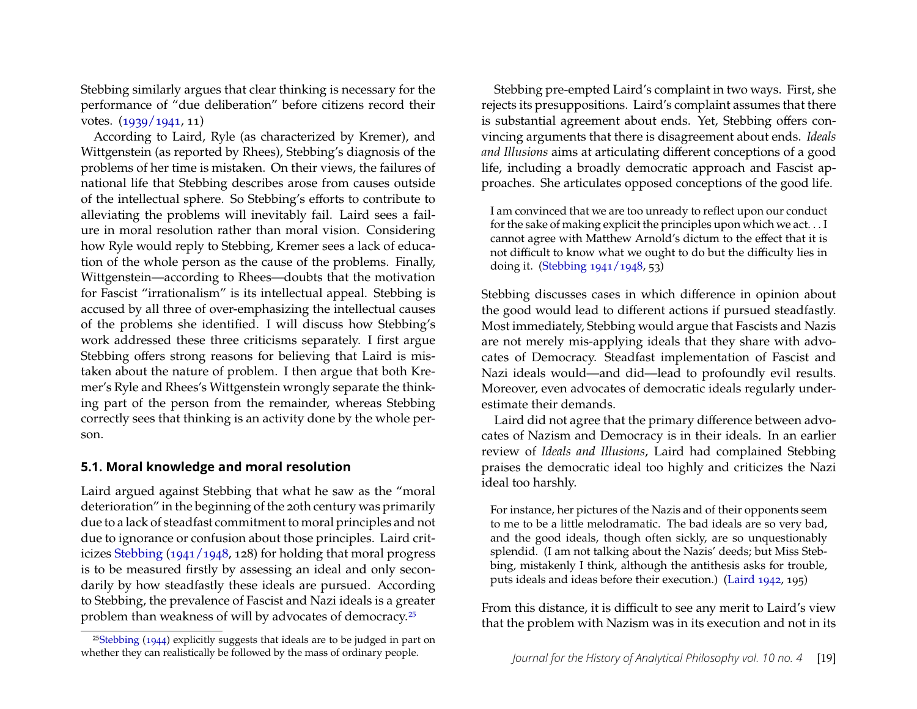Stebbing similarly argues that clear thinking is necessary for the performance of "due deliberation" before citizens record their votes. (1939/1941, 11)

According to Laird, Ryle (as characterized by Kremer), and Wittgenstein (as reported by Rhees), Stebbing's diagnosis of the problems of her time is mistaken. On their views, the failures of national life that Stebbing describes arose from causes outside of the intellectual sphere. So Stebbing's efforts to contribute to alleviating the problems will inevitably fail. Laird sees a failure in moral resolution rather than moral vision. Considering how Ryle would reply to Stebbing, Kremer sees a lack of education of the whole person as the cause of the problems. Finally, Wittgenstein—according to Rhees—doubts that the motivation for Fascist "irrationalism" is its intellectual appeal. Stebbing is accused by all three of over-emphasizing the intellectual causes of the problems she identified. I will discuss how Stebbing's work addressed these three criticisms separately. I first argue Stebbing offers strong reasons for believing that Laird is mistaken about the nature of problem. I then argue that both Kremer's Ryle and Rhees's Wittgenstein wrongly separate the thinking part of the person from the remainder, whereas Stebbing correctly sees that thinking is an activity done by the whole person.

### 5.1. Moral knowledge and moral resolution

Laird argued against Stebbing that what he saw as the "moral deterioration" in the beginning of the 20th century was primarily due to a lack of steadfast commitment to moral principles and not due to ignorance or confusion about those principles. Laird criticizes Stebbing (1941/1948, 128) for holding that moral progress is to be measured firstly by assessing an ideal and only secondarily by how steadfastly these ideals are pursued. According to Stebbing, the prevalence of Fascist and Nazi ideals is a greater problem than weakness of will by advocates of democracy.[25]

[25] Stebbing (1944) explicitly suggests that ideals are to be judged in part on whether they can realistically be followed by the mass of ordinary people.

Stebbing pre-empted Laird's complaint in two ways. First, she rejects its presuppositions. Laird's complaint assumes that there is substantial agreement about ends. Yet, Stebbing offers convincing arguments that there is disagreement about ends. *Ideals and Illusions* aims at articulating different conceptions of a good life, including a broadly democratic approach and Fascist approaches. She articulates opposed conceptions of the good life.

> I am convinced that we are too unready to reflect upon our conduct for the sake of making explicit the principles upon which we act. . . I cannot agree with Matthew Arnold's dictum to the effect that it is not difficult to know what we ought to do but the difficulty lies in doing it. (Stebbing 1941/1948, 53)

Stebbing discusses cases in which difference in opinion about the good would lead to different actions if pursued steadfastly. Most immediately, Stebbing would argue that Fascists and Nazis are not merely mis-applying ideals that they share with advocates of Democracy. Steadfast implementation of Fascist and Nazi ideals would—and did—lead to profoundly evil results. Moreover, even advocates of democratic ideals regularly underestimate their demands.

Laird did not agree that the primary difference between advocates of Nazism and Democracy is in their ideals. In an earlier review of *Ideals and Illusions*, Laird had complained Stebbing praises the democratic ideal too highly and criticizes the Nazi ideal too harshly.

> For instance, her pictures of the Nazis and of their opponents seem to me to be a little melodramatic. The bad ideals are so very bad, and the good ideals, though often sickly, are so unquestionably splendid. (I am not talking about the Nazis' deeds; but Miss Stebbing, mistakenly I think, although the antithesis asks for trouble, puts ideals and ideas before their execution.) (Laird 1942, 195)

From this distance, it is difficult to see any merit to Laird's view that the problem with Nazism was in its execution and not in its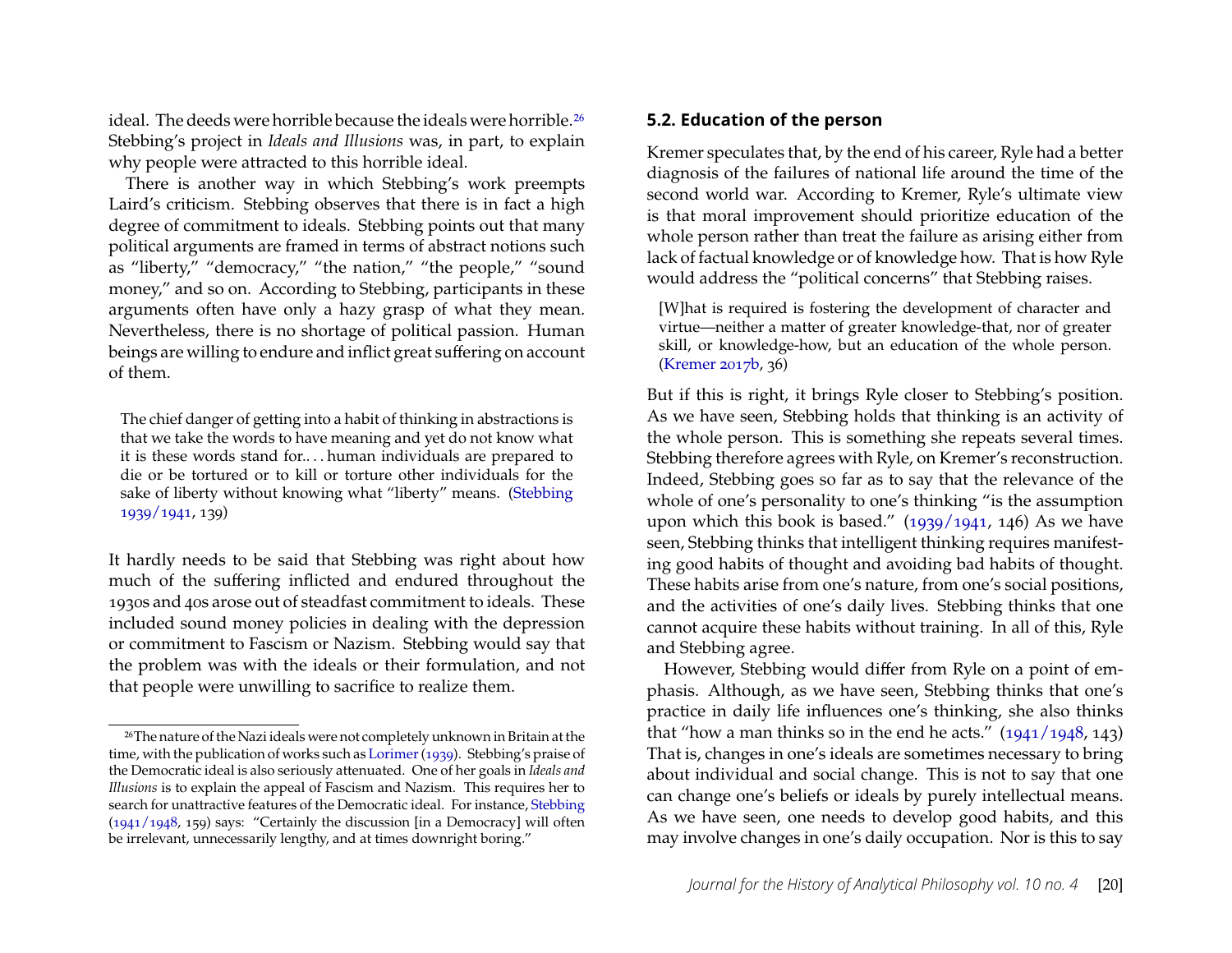ideal. The deeds were horrible because the ideals were horrible.[26] Stebbing's project in *Ideals and Illusions* was, in part, to explain why people were attracted to this horrible ideal.

There is another way in which Stebbing's work preempts Laird's criticism. Stebbing observes that there is in fact a high degree of commitment to ideals. Stebbing points out that many political arguments are framed in terms of abstract notions such as "liberty," "democracy," "the nation," "the people," "sound money," and so on. According to Stebbing, participants in these arguments often have only a hazy grasp of what they mean. Nevertheless, there is no shortage of political passion. Human beings are willing to endure and inflict great suffering on account of them.

> The chief danger of getting into a habit of thinking in abstractions is that we take the words to have meaning and yet do not know what it is these words stand for. . . . human individuals are prepared to die or be tortured or to kill or torture other individuals for the sake of liberty without knowing what "liberty" means. (Stebbing 1939/1941, 139)

It hardly needs to be said that Stebbing was right about how much of the suffering inflicted and endured throughout the 1930s and 40s arose out of steadfast commitment to ideals. These included sound money policies in dealing with the depression or commitment to Fascism or Nazism. Stebbing would say that the problem was with the ideals or their formulation, and not that people were unwilling to sacrifice to realize them.

[26] The nature of the Nazi ideals were not completely unknown in Britain at the time, with the publication of works such as Lorimer (1939). Stebbing's praise of the Democratic ideal is also seriously attenuated. One of her goals in *Ideals and Illusions* is to explain the appeal of Fascism and Nazism. This requires her to search for unattractive features of the Democratic ideal. For instance, Stebbing (1941/1948, 159) says: "Certainly the discussion [in a Democracy] will often be irrelevant, unnecessarily lengthy, and at times downright boring."

### 5.2. Education of the person

Kremer speculates that, by the end of his career, Ryle had a better diagnosis of the failures of national life around the time of the second world war. According to Kremer, Ryle's ultimate view is that moral improvement should prioritize education of the whole person rather than treat the failure as arising either from lack of factual knowledge or of knowledge how. That is how Ryle would address the "political concerns" that Stebbing raises.

> [W]hat is required is fostering the development of character and virtue—neither a matter of greater knowledge-that, nor of greater skill, or knowledge-how, but an education of the whole person. (Kremer 2017b, 36)

But if this is right, it brings Ryle closer to Stebbing's position. As we have seen, Stebbing holds that thinking is an activity of the whole person. This is something she repeats several times. Stebbing therefore agrees with Ryle, on Kremer's reconstruction. Indeed, Stebbing goes so far as to say that the relevance of the whole of one's personality to one's thinking "is the assumption upon which this book is based." (1939/1941, 146) As we have seen, Stebbing thinks that intelligent thinking requires manifesting good habits of thought and avoiding bad habits of thought. These habits arise from one's nature, from one's social positions, and the activities of one's daily lives. Stebbing thinks that one cannot acquire these habits without training. In all of this, Ryle and Stebbing agree.

However, Stebbing would differ from Ryle on a point of emphasis. Although, as we have seen, Stebbing thinks that one's practice in daily life influences one's thinking, she also thinks that "how a man thinks so in the end he acts." (1941/1948, 143) That is, changes in one's ideals are sometimes necessary to bring about individual and social change. This is not to say that one can change one's beliefs or ideals by purely intellectual means. As we have seen, one needs to develop good habits, and this may involve changes in one's daily occupation. Nor is this to say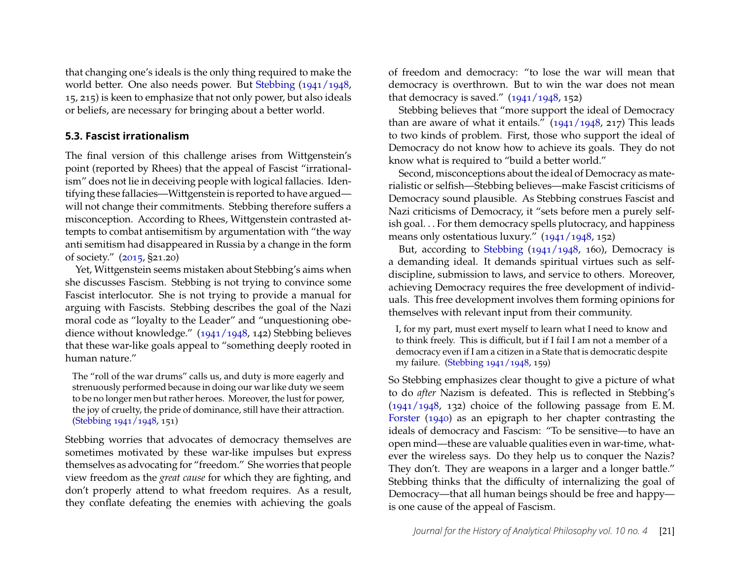that changing one's ideals is the only thing required to make the world better. One also needs power. But Stebbing (1941/1948, 15, 215) is keen to emphasize that not only power, but also ideals or beliefs, are necessary for bringing about a better world.

### 5.3. Fascist irrationalism

The final version of this challenge arises from Wittgenstein's point (reported by Rhees) that the appeal of Fascist "irrationalism" does not lie in deceiving people with logical fallacies. Identifying these fallacies—Wittgenstein is reported to have argued—will not change their commitments. Stebbing therefore suffers a misconception. According to Rhees, Wittgenstein contrasted attempts to combat antisemitism by argumentation with "the way anti semitism had disappeared in Russia by a change in the form of society." (2015, §21.20)

Yet, Wittgenstein seems mistaken about Stebbing's aims when she discusses Fascism. Stebbing is not trying to convince some Fascist interlocutor. She is not trying to provide a manual for arguing with Fascists. Stebbing describes the goal of the Nazi moral code as "loyalty to the Leader" and "unquestioning obedience without knowledge." (1941/1948, 142) Stebbing believes that these war-like goals appeal to "something deeply rooted in human nature."

> The "roll of the war drums" calls us, and duty is more eagerly and strenuously performed because in doing our war like duty we seem to be no longer men but rather heroes. Moreover, the lust for power, the joy of cruelty, the pride of dominance, still have their attraction. (Stebbing 1941/1948, 151)

Stebbing worries that advocates of democracy themselves are sometimes motivated by these war-like impulses but express themselves as advocating for "freedom." She worries that people view freedom as the *great cause* for which they are fighting, and don't properly attend to what freedom requires. As a result, they conflate defeating the enemies with achieving the goals of freedom and democracy: "to lose the war will mean that democracy is overthrown. But to win the war does not mean that democracy is saved." (1941/1948, 152)

Stebbing believes that "more support the ideal of Democracy than are aware of what it entails." (1941/1948, 217) This leads to two kinds of problem. First, those who support the ideal of Democracy do not know how to achieve its goals. They do not know what is required to "build a better world."

Second, misconceptions about the ideal of Democracy as materialistic or selfish—Stebbing believes—make Fascist criticisms of Democracy sound plausible. As Stebbing construes Fascist and Nazi criticisms of Democracy, it "sets before men a purely selfish goal. . . For them democracy spells plutocracy, and happiness means only ostentatious luxury." (1941/1948, 152)

But, according to Stebbing (1941/1948, 160), Democracy is a demanding ideal. It demands spiritual virtues such as self-discipline, submission to laws, and service to others. Moreover, achieving Democracy requires the free development of individuals. This free development involves them forming opinions for themselves with relevant input from their community.

> I, for my part, must exert myself to learn what I need to know and to think freely. This is difficult, but if I fail I am not a member of a democracy even if I am a citizen in a State that is democratic despite my failure. (Stebbing 1941/1948, 159)

So Stebbing emphasizes clear thought to give a picture of what to do *after* Nazism is defeated. This is reflected in Stebbing's (1941/1948, 132) choice of the following passage from E. M. Forster (1940) as an epigraph to her chapter contrasting the ideals of democracy and Fascism: "To be sensitive—to have an open mind—these are valuable qualities even in war-time, whatever the wireless says. Do they help us to conquer the Nazis? They don't. They are weapons in a larger and a longer battle." Stebbing thinks that the difficulty of internalizing the goal of Democracy—that all human beings should be free and happy—is one cause of the appeal of Fascism.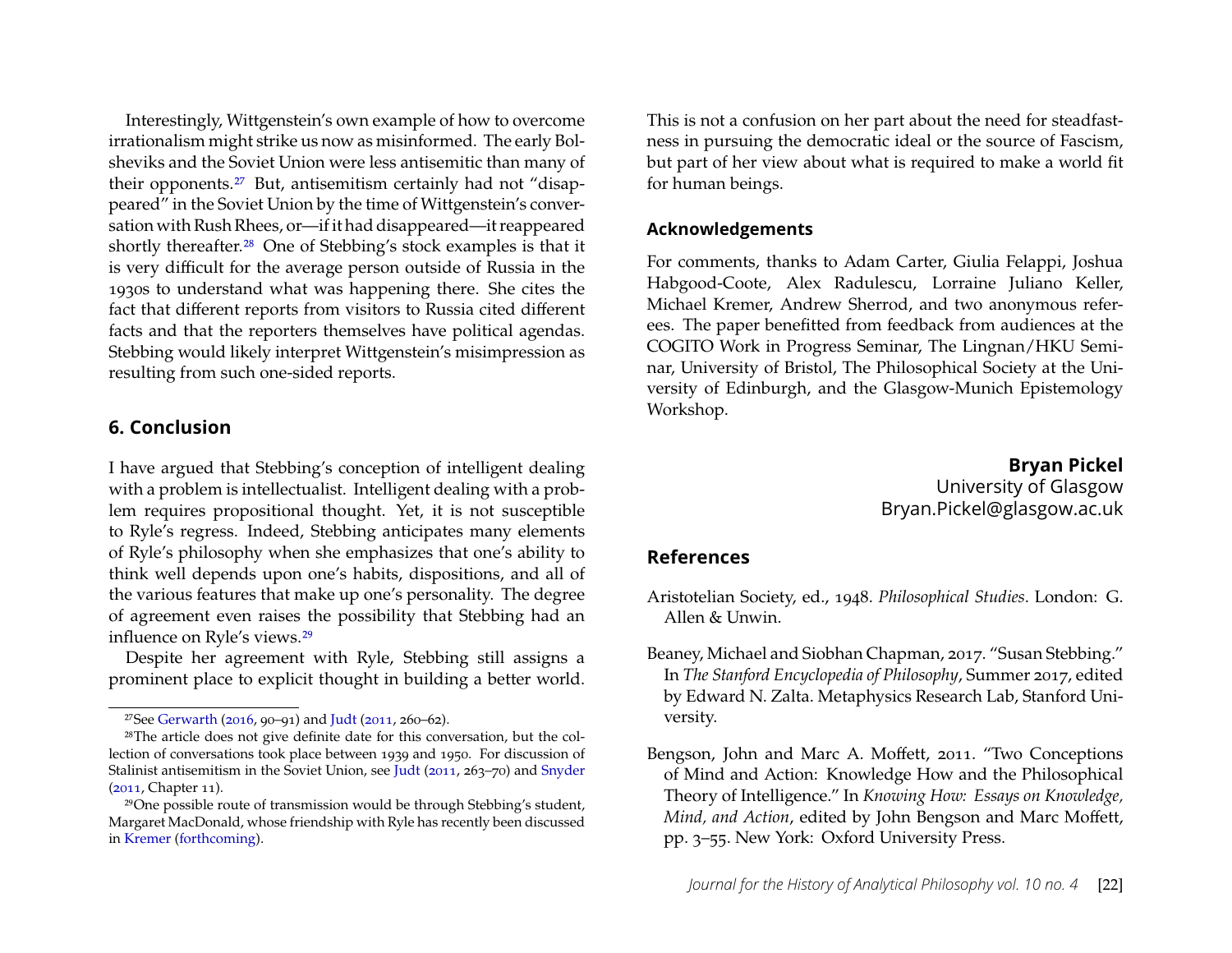Interestingly, Wittgenstein's own example of how to overcome irrationalism might strike us now as misinformed. The early Bolsheviks and the Soviet Union were less antisemitic than many of their opponents.[27] But, antisemitism certainly had not "disappeared" in the Soviet Union by the time of Wittgenstein's conversation with Rush Rhees, or—if it had disappeared—it reappeared shortly thereafter.[28] One of Stebbing's stock examples is that it is very difficult for the average person outside of Russia in the 1930s to understand what was happening there. She cites the fact that different reports from visitors to Russia cited different facts and that the reporters themselves have political agendas. Stebbing would likely interpret Wittgenstein's misimpression as resulting from such one-sided reports.

## 6. Conclusion

I have argued that Stebbing's conception of intelligent dealing with a problem is intellectualist. Intelligent dealing with a problem requires propositional thought. Yet, it is not susceptible to Ryle's regress. Indeed, Stebbing anticipates many elements of Ryle's philosophy when she emphasizes that one's ability to think well depends upon one's habits, dispositions, and all of the various features that make up one's personality. The degree of agreement even raises the possibility that Stebbing had an influence on Ryle's views.[29]

Despite her agreement with Ryle, Stebbing still assigns a prominent place to explicit thought in building a better world. This is not a confusion on her part about the need for steadfastness in pursuing the democratic ideal or the source of Fascism, but part of her view about what is required to make a world fit for human beings.

[27] See Gerwarth (2016, 90–91) and Judt (2011, 260–62).

[28] The article does not give definite date for this conversation, but the collection of conversations took place between 1939 and 1950. For discussion of Stalinist antisemitism in the Soviet Union, see Judt (2011, 263–70) and Snyder (2011, Chapter 11).

[29] One possible route of transmission would be through Stebbing's student, Margaret MacDonald, whose friendship with Ryle has recently been discussed in Kremer (forthcoming).

### Acknowledgements

For comments, thanks to Adam Carter, Giulia Felappi, Joshua Habgood-Coote, Alex Radulescu, Lorraine Juliano Keller, Michael Kremer, Andrew Sherrod, and two anonymous referees. The paper benefitted from feedback from audiences at the COGITO Work in Progress Seminar, The Lingnan/HKU Seminar, University of Bristol, The Philosophical Society at the University of Edinburgh, and the Glasgow-Munich Epistemology Workshop.

**Bryan Pickel**
University of Glasgow
Bryan.Pickel@glasgow.ac.uk

## References

Aristotelian Society, ed., 1948. *Philosophical Studies*. London: G. Allen & Unwin.

Beaney, Michael and Siobhan Chapman, 2017. "Susan Stebbing." In *The Stanford Encyclopedia of Philosophy*, Summer 2017, edited by Edward N. Zalta. Metaphysics Research Lab, Stanford University.

Bengson, John and Marc A. Moffett, 2011. "Two Conceptions of Mind and Action: Knowledge How and the Philosophical Theory of Intelligence." In *Knowing How: Essays on Knowledge, Mind, and Action*, edited by John Bengson and Marc Moffett, pp. 3–55. New York: Oxford University Press.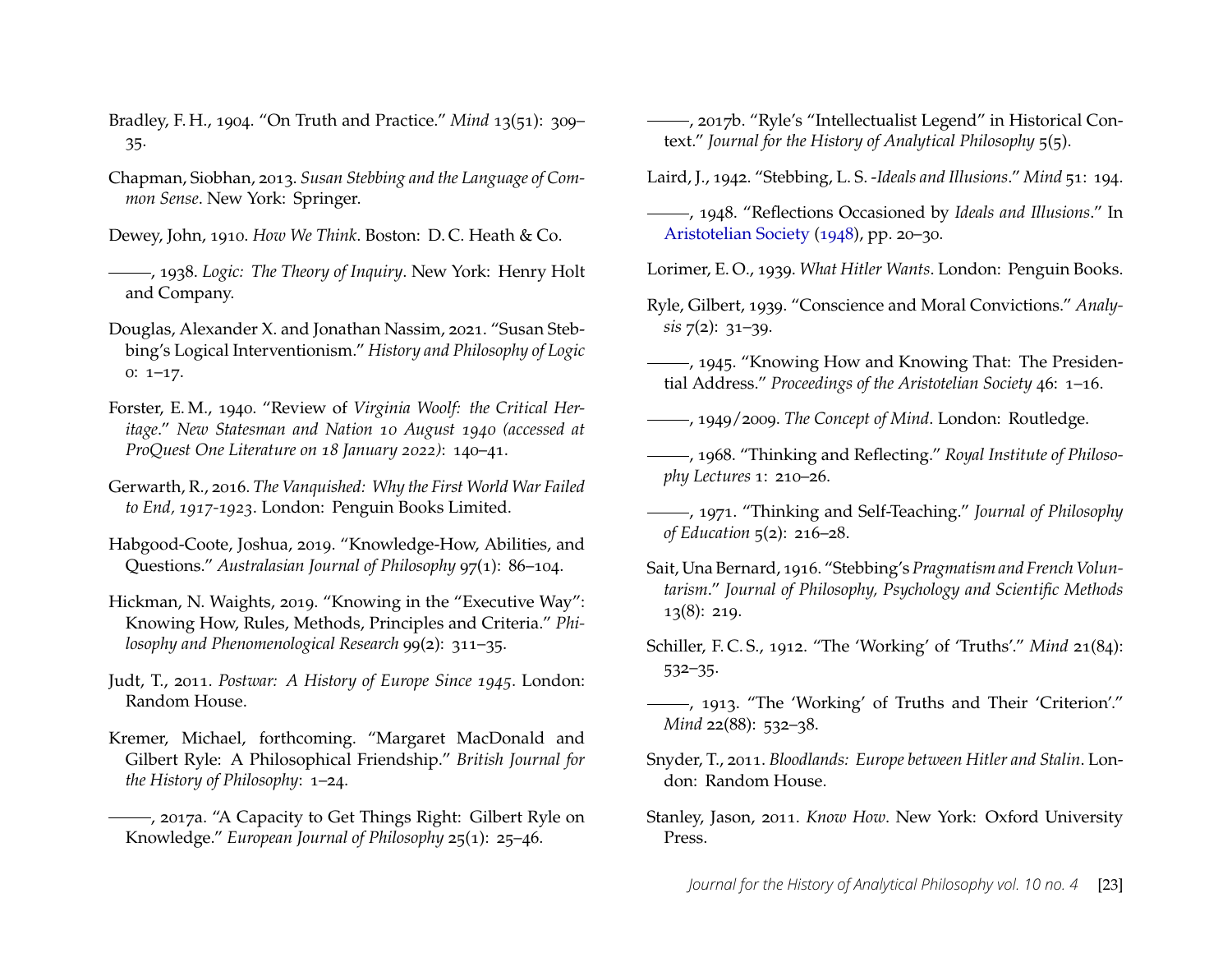Bradley, F. H., 1904. "On Truth and Practice." *Mind* 13(51): 309–35.

Chapman, Siobhan, 2013. *Susan Stebbing and the Language of Common Sense*. New York: Springer.

Dewey, John, 1910. *How We Think*. Boston: D. C. Heath & Co.

———, 1938. *Logic: The Theory of Inquiry*. New York: Henry Holt and Company.

Douglas, Alexander X. and Jonathan Nassim, 2021. "Susan Stebbing's Logical Interventionism." *History and Philosophy of Logic* 0: 1–17.

Forster, E. M., 1940. "Review of *Virginia Woolf: the Critical Heritage*." *New Statesman and Nation 10 August 1940 (accessed at ProQuest One Literature on 18 January 2022)*: 140–41.

Gerwarth, R., 2016. *The Vanquished: Why the First World War Failed to End, 1917-1923*. London: Penguin Books Limited.

Habgood-Coote, Joshua, 2019. "Knowledge-How, Abilities, and Questions." *Australasian Journal of Philosophy* 97(1): 86–104.

Hickman, N. Waights, 2019. "Knowing in the "Executive Way": Knowing How, Rules, Methods, Principles and Criteria." *Philosophy and Phenomenological Research* 99(2): 311–35.

Judt, T., 2011. *Postwar: A History of Europe Since 1945*. London: Random House.

Kremer, Michael, forthcoming. "Margaret MacDonald and Gilbert Ryle: A Philosophical Friendship." *British Journal for the History of Philosophy*: 1–24.

———, 2017a. "A Capacity to Get Things Right: Gilbert Ryle on Knowledge." *European Journal of Philosophy* 25(1): 25–46.

———, 2017b. "Ryle's "Intellectualist Legend" in Historical Context." *Journal for the History of Analytical Philosophy* 5(5).

Laird, J., 1942. "Stebbing, L. S. -*Ideals and Illusions*." *Mind* 51: 194.

———, 1948. "Reflections Occasioned by *Ideals and Illusions*." In Aristotelian Society (1948), pp. 20–30.

Lorimer, E. O., 1939. *What Hitler Wants*. London: Penguin Books.

Ryle, Gilbert, 1939. "Conscience and Moral Convictions." *Analysis* 7(2): 31–39.

———, 1945. "Knowing How and Knowing That: The Presidential Address." *Proceedings of the Aristotelian Society* 46: 1–16.

———, 1949/2009. *The Concept of Mind*. London: Routledge.

———, 1968. "Thinking and Reflecting." *Royal Institute of Philosophy Lectures* 1: 210–26.

———, 1971. "Thinking and Self-Teaching." *Journal of Philosophy of Education* 5(2): 216–28.

Sait, Una Bernard, 1916. "Stebbing's *Pragmatism and French Voluntarism*." *Journal of Philosophy, Psychology and Scientific Methods* 13(8): 219.

Schiller, F. C. S., 1912. "The 'Working' of 'Truths'." *Mind* 21(84): 532–35.

———, 1913. "The 'Working' of Truths and Their 'Criterion'." *Mind* 22(88): 532–38.

Snyder, T., 2011. *Bloodlands: Europe between Hitler and Stalin*. London: Random House.

Stanley, Jason, 2011. *Know How*. New York: Oxford University Press.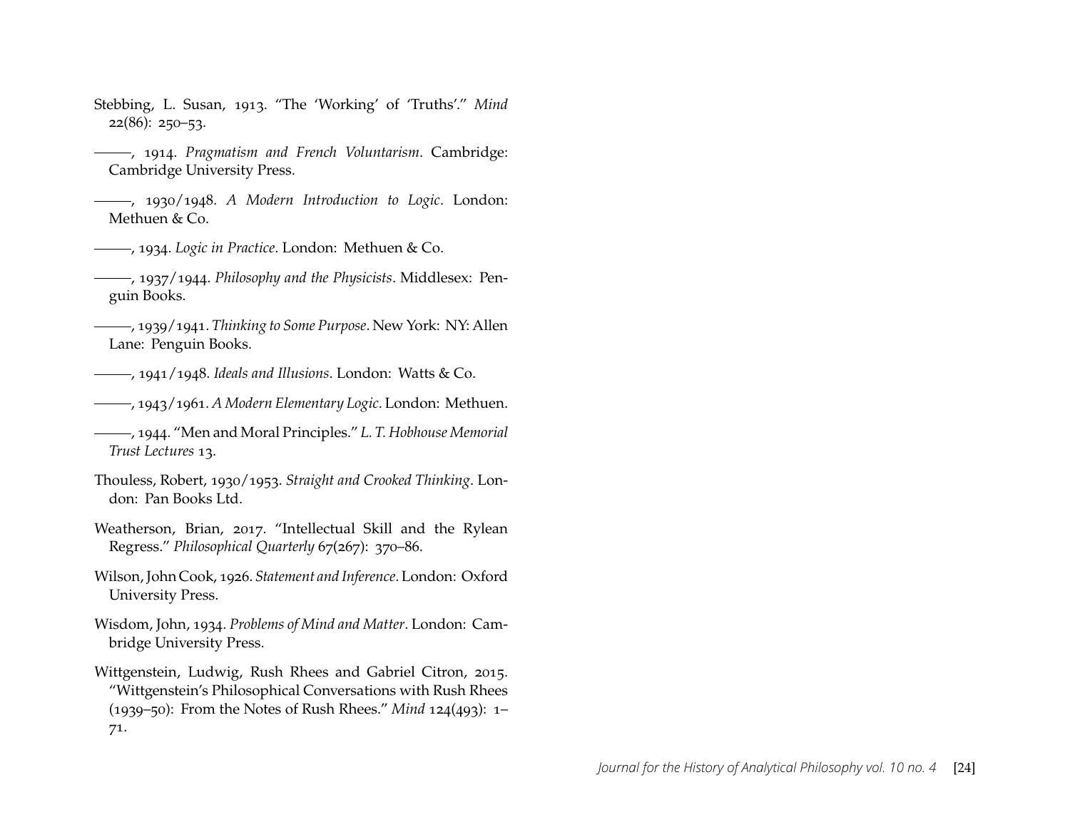Stebbing, L. Susan, 1913. "The 'Working' of 'Truths'." *Mind* 22(86): 250–53.

———, 1914. *Pragmatism and French Voluntarism*. Cambridge: Cambridge University Press.

———, 1930/1948. *A Modern Introduction to Logic*. London: Methuen & Co.

———, 1934. *Logic in Practice*. London: Methuen & Co.

———, 1937/1944. *Philosophy and the Physicists*. Middlesex: Penguin Books.

———, 1939/1941. *Thinking to Some Purpose*. New York: NY: Allen Lane: Penguin Books.

———, 1941/1948. *Ideals and Illusions*. London: Watts & Co.

———, 1943/1961. *A Modern Elementary Logic*. London: Methuen.

———, 1944. "Men and Moral Principles." *L. T. Hobhouse Memorial Trust Lectures* 13.

Thouless, Robert, 1930/1953. *Straight and Crooked Thinking*. London: Pan Books Ltd.

Weatherson, Brian, 2017. "Intellectual Skill and the Rylean Regress." *Philosophical Quarterly* 67(267): 370–86.

Wilson, John Cook, 1926. *Statement and Inference*. London: Oxford University Press.

Wisdom, John, 1934. *Problems of Mind and Matter*. London: Cambridge University Press.

Wittgenstein, Ludwig, Rush Rhees and Gabriel Citron, 2015. "Wittgenstein's Philosophical Conversations with Rush Rhees (1939–50): From the Notes of Rush Rhees." *Mind* 124(493): 1–71.